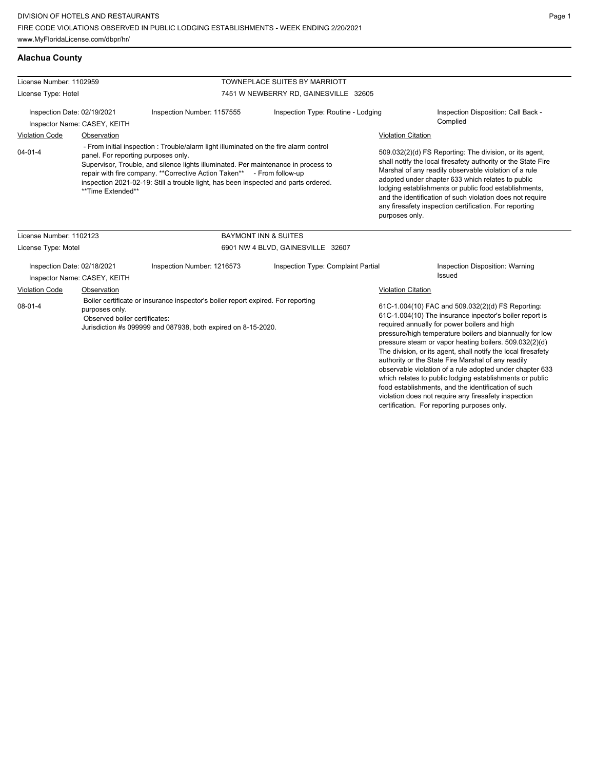DIVISION OF HOTELS AND RESTAURANTS
FIRE CODE VIOLATIONS OBSERVED IN PUBLIC LODGING ESTABLISHMENTS - WEEK ENDING 2/20/2021
www.MyFloridaLicense.com/dbpr/hr/

## Alachua County

| License Number: 1102959 | TOWNEPLACE SUITES BY MARRIOTT |
|---|---|
| License Type: Hotel | 7451 W NEWBERRY RD, GAINESVILLE 32605 |

Inspection Date: 02/19/2021 | Inspection Number: 1157555 | Inspection Type: Routine - Lodging | Inspection Disposition: Call Back - Complied

Inspector Name: CASEY, KEITH

| Violation Code | Observation | Violation Citation |
|---|---|---|
| 04-01-4 | - From initial inspection : Trouble/alarm light illuminated on the fire alarm control panel. For reporting purposes only. Supervisor, Trouble, and silence lights illuminated. Per maintenance in process to repair with fire company. **Corrective Action Taken** - From follow-up inspection 2021-02-19: Still a trouble light, has been inspected and parts ordered. **Time Extended** | 509.032(2)(d) FS Reporting: The division, or its agent, shall notify the local firesafety authority or the State Fire Marshal of any readily observable violation of a rule adopted under chapter 633 which relates to public lodging establishments or public food establishments, and the identification of such violation does not require any firesafety inspection certification. For reporting purposes only. |

| License Number: 1102123 | BAYMONT INN & SUITES |
|---|---|
| License Type: Motel | 6901 NW 4 BLVD, GAINESVILLE 32607 |

Inspection Date: 02/18/2021 | Inspection Number: 1216573 | Inspection Type: Complaint Partial | Inspection Disposition: Warning Issued

Inspector Name: CASEY, KEITH

| Violation Code | Observation | Violation Citation |
|---|---|---|
| 08-01-4 | Boiler certificate or insurance inspector's boiler report expired. For reporting purposes only. Observed boiler certificates: Jurisdiction #s 099999 and 087938, both expired on 8-15-2020. | 61C-1.004(10) FAC and 509.032(2)(d) FS Reporting: 61C-1.004(10) The insurance inpector's boiler report is required annually for power boilers and high pressure/high temperature boilers and biannually for low pressure steam or vapor heating boilers. 509.032(2)(d) The division, or its agent, shall notify the local firesafety authority or the State Fire Marshal of any readily observable violation of a rule adopted under chapter 633 which relates to public lodging establishments or public food establishments, and the identification of such violation does not require any firesafety inspection certification. For reporting purposes only. |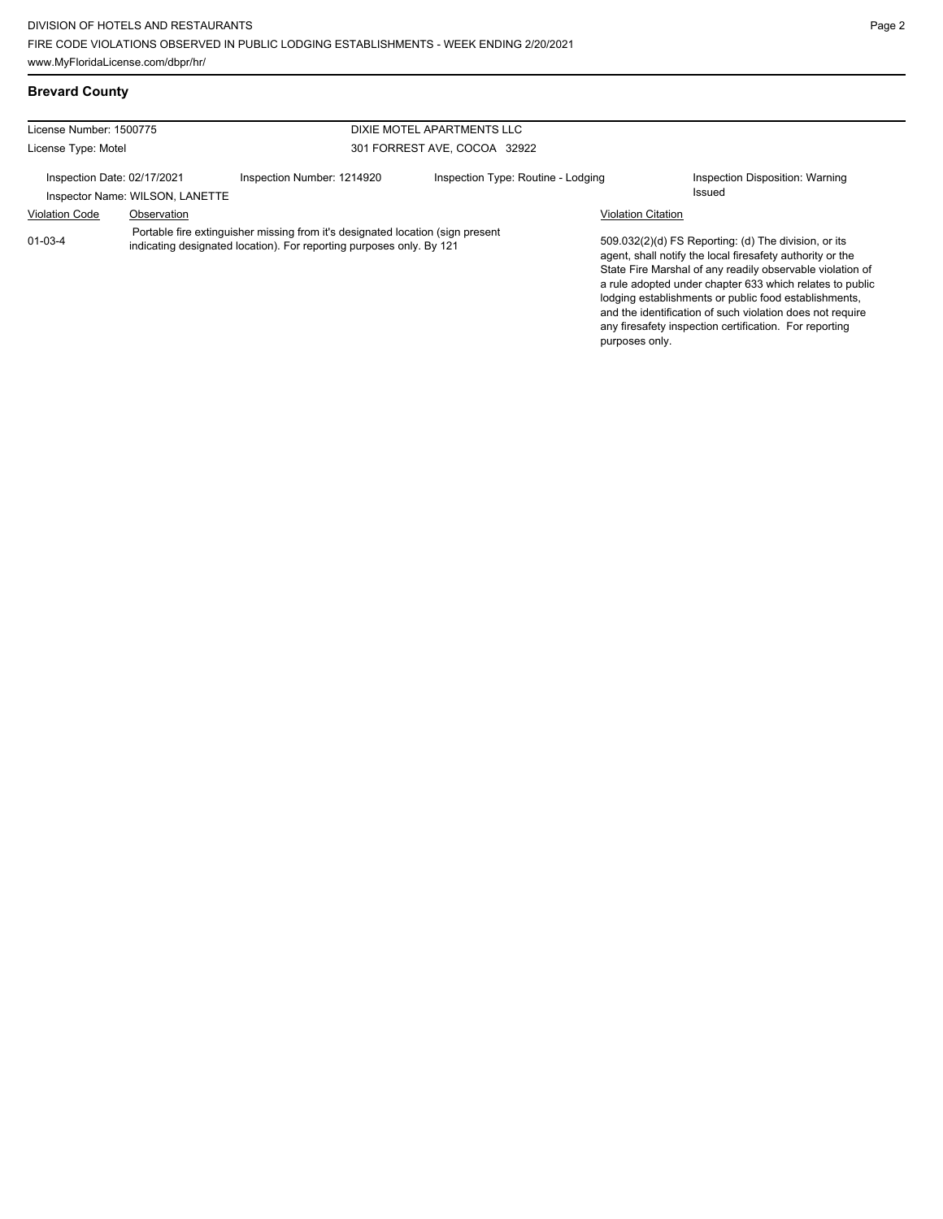## Brevard County

License Number: 1500775

License Type: Motel

DIXIE MOTEL APARTMENTS LLC

301 FORREST AVE, COCOA 32922

Inspection Date: 02/17/2021

Inspection Number: 1214920

Inspection Type: Routine - Lodging

Inspection Disposition: Warning Issued

Inspector Name: WILSON, LANETTE

| Violation Code | Observation | Violation Citation |
|---|---|---|
| 01-03-4 | Portable fire extinguisher missing from it's designated location (sign present indicating designated location). For reporting purposes only. By 121 | 509.032(2)(d) FS Reporting: (d) The division, or its agent, shall notify the local firesafety authority or the State Fire Marshal of any readily observable violation of a rule adopted under chapter 633 which relates to public lodging establishments or public food establishments, and the identification of such violation does not require any firesafety inspection certification. For reporting purposes only. |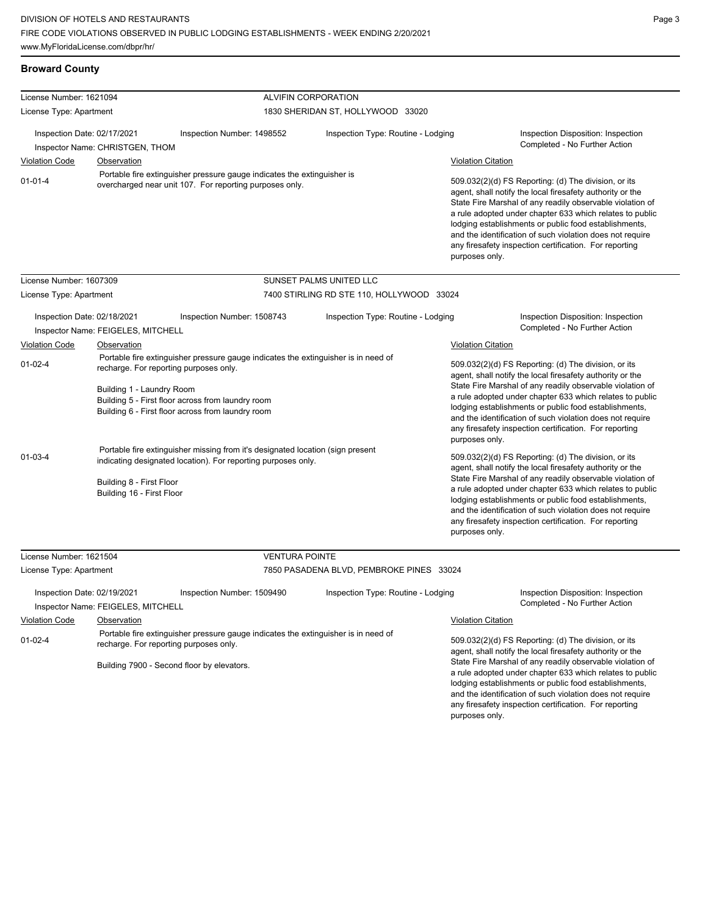## Broward County

**License Number:** 1621094 — **ALVIFIN CORPORATION**
**License Type:** Apartment — 1830 SHERIDAN ST, HOLLYWOOD 33020

Inspection Date: 02/17/2021 | Inspection Number: 1498552 | Inspection Type: Routine - Lodging | Inspection Disposition: Inspection Completed - No Further Action

Inspector Name: CHRISTGEN, THOM

| Violation Code | Observation | Violation Citation |
|---|---|---|
| 01-01-4 | Portable fire extinguisher pressure gauge indicates the extinguisher is overcharged near unit 107. For reporting purposes only. | 509.032(2)(d) FS Reporting: (d) The division, or its agent, shall notify the local firesafety authority or the State Fire Marshal of any readily observable violation of a rule adopted under chapter 633 which relates to public lodging establishments or public food establishments, and the identification of such violation does not require any firesafety inspection certification. For reporting purposes only. |

---

**License Number:** 1607309 — **SUNSET PALMS UNITED LLC**
**License Type:** Apartment — 7400 STIRLING RD STE 110, HOLLYWOOD 33024

Inspection Date: 02/18/2021 | Inspection Number: 1508743 | Inspection Type: Routine - Lodging | Inspection Disposition: Inspection Completed - No Further Action

Inspector Name: FEIGELES, MITCHELL

| Violation Code | Observation | Violation Citation |
|---|---|---|
| 01-02-4 | Portable fire extinguisher pressure gauge indicates the extinguisher is in need of recharge. For reporting purposes only.<br><br>Building 1 - Laundry Room<br>Building 5 - First floor across from laundry room<br>Building 6 - First floor across from laundry room | 509.032(2)(d) FS Reporting: (d) The division, or its agent, shall notify the local firesafety authority or the State Fire Marshal of any readily observable violation of a rule adopted under chapter 633 which relates to public lodging establishments or public food establishments, and the identification of such violation does not require any firesafety inspection certification. For reporting purposes only. |
| 01-03-4 | Portable fire extinguisher missing from it's designated location (sign present indicating designated location). For reporting purposes only.<br><br>Building 8 - First Floor<br>Building 16 - First Floor | 509.032(2)(d) FS Reporting: (d) The division, or its agent, shall notify the local firesafety authority or the State Fire Marshal of any readily observable violation of a rule adopted under chapter 633 which relates to public lodging establishments or public food establishments, and the identification of such violation does not require any firesafety inspection certification. For reporting purposes only. |

---

**License Number:** 1621504 — **VENTURA POINTE**
**License Type:** Apartment — 7850 PASADENA BLVD, PEMBROKE PINES 33024

Inspection Date: 02/19/2021 | Inspection Number: 1509490 | Inspection Type: Routine - Lodging | Inspection Disposition: Inspection Completed - No Further Action

Inspector Name: FEIGELES, MITCHELL

| Violation Code | Observation | Violation Citation |
|---|---|---|
| 01-02-4 | Portable fire extinguisher pressure gauge indicates the extinguisher is in need of recharge. For reporting purposes only.<br><br>Building 7900 - Second floor by elevators. | 509.032(2)(d) FS Reporting: (d) The division, or its agent, shall notify the local firesafety authority or the State Fire Marshal of any readily observable violation of a rule adopted under chapter 633 which relates to public lodging establishments or public food establishments, and the identification of such violation does not require any firesafety inspection certification. For reporting purposes only. |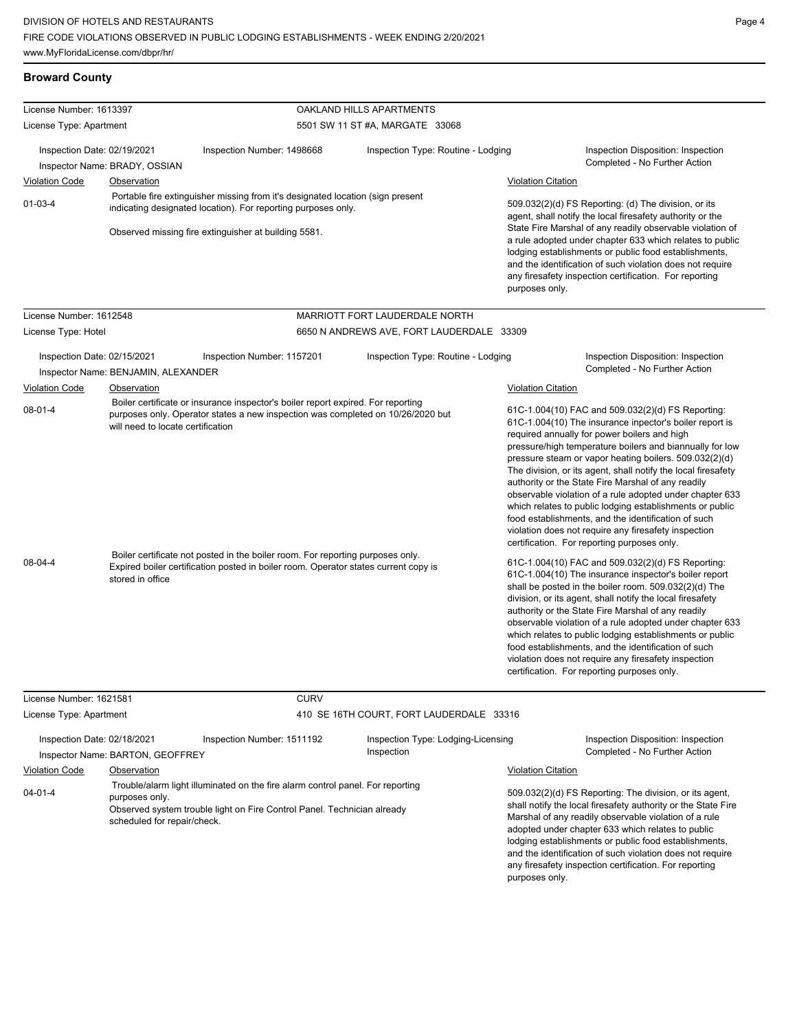## Broward County

**License Number:** 1613397 — **OAKLAND HILLS APARTMENTS**
**License Type:** Apartment — 5501 SW 11 ST #A, MARGATE 33068

**Inspection Date:** 02/19/2021 | **Inspection Number:** 1498668 | **Inspection Type:** Routine - Lodging | **Inspection Disposition:** Inspection Completed - No Further Action
**Inspector Name:** BRADY, OSSIAN

| Violation Code | Observation | Violation Citation |
| --- | --- | --- |
| 01-03-4 | Portable fire extinguisher missing from it's designated location (sign present indicating designated location). For reporting purposes only. Observed missing fire extinguisher at building 5581. | 509.032(2)(d) FS Reporting: (d) The division, or its agent, shall notify the local firesafety authority or the State Fire Marshal of any readily observable violation of a rule adopted under chapter 633 which relates to public lodging establishments or public food establishments, and the identification of such violation does not require any firesafety inspection certification. For reporting purposes only. |

**License Number:** 1612548 — **MARRIOTT FORT LAUDERDALE NORTH**
**License Type:** Hotel — 6650 N ANDREWS AVE, FORT LAUDERDALE 33309

**Inspection Date:** 02/15/2021 | **Inspection Number:** 1157201 | **Inspection Type:** Routine - Lodging | **Inspection Disposition:** Inspection Completed - No Further Action
**Inspector Name:** BENJAMIN, ALEXANDER

| Violation Code | Observation | Violation Citation |
| --- | --- | --- |
| 08-01-4 | Boiler certificate or insurance inspector's boiler report expired. For reporting purposes only. Operator states a new inspection was completed on 10/26/2020 but will need to locate certification | 61C-1.004(10) FAC and 509.032(2)(d) FS Reporting: 61C-1.004(10) The insurance inpector's boiler report is required annually for power boilers and high pressure/high temperature boilers and biannually for low pressure steam or vapor heating boilers. 509.032(2)(d) The division, or its agent, shall notify the local firesafety authority or the State Fire Marshal of any readily observable violation of a rule adopted under chapter 633 which relates to public lodging establishments or public food establishments, and the identification of such violation does not require any firesafety inspection certification. For reporting purposes only. |
| 08-04-4 | Boiler certificate not posted in the boiler room. For reporting purposes only. Expired boiler certification posted in boiler room. Operator states current copy is stored in office | 61C-1.004(10) FAC and 509.032(2)(d) FS Reporting: 61C-1.004(10) The insurance inspector's boiler report shall be posted in the boiler room. 509.032(2)(d) The division, or its agent, shall notify the local firesafety authority or the State Fire Marshal of any readily observable violation of a rule adopted under chapter 633 which relates to public lodging establishments or public food establishments, and the identification of such violation does not require any firesafety inspection certification. For reporting purposes only. |

**License Number:** 1621581 — **CURV**
**License Type:** Apartment — 410 SE 16TH COURT, FORT LAUDERDALE 33316

**Inspection Date:** 02/18/2021 | **Inspection Number:** 1511192 | **Inspection Type:** Lodging-Licensing Inspection | **Inspection Disposition:** Inspection Completed - No Further Action
**Inspector Name:** BARTON, GEOFFREY

| Violation Code | Observation | Violation Citation |
| --- | --- | --- |
| 04-01-4 | Trouble/alarm light illuminated on the fire alarm control panel. For reporting purposes only. Observed system trouble light on Fire Control Panel. Technician already scheduled for repair/check. | 509.032(2)(d) FS Reporting: The division, or its agent, shall notify the local firesafety authority or the State Fire Marshal of any readily observable violation of a rule adopted under chapter 633 which relates to public lodging establishments or public food establishments, and the identification of such violation does not require any firesafety inspection certification. For reporting purposes only. |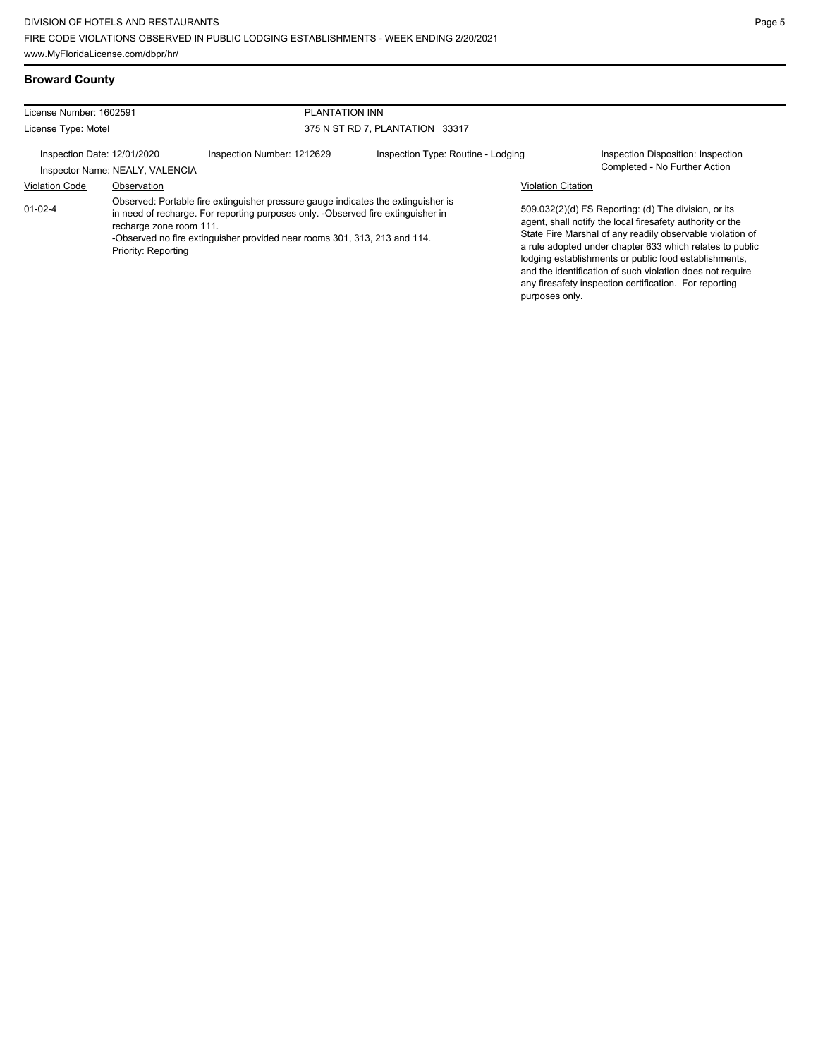## Broward County

| License Number: 1602591 | | PLANTATION INN | |
|---|---|---|---|
| License Type: Motel | | 375 N ST RD 7, PLANTATION 33317 | |
| Inspection Date: 12/01/2020 | Inspection Number: 1212629 | Inspection Type: Routine - Lodging | Inspection Disposition: Inspection Completed - No Further Action |
| Inspector Name: NEALY, VALENCIA | | | |

| Violation Code | Observation | Violation Citation |
|---|---|---|
| 01-02-4 | Observed: Portable fire extinguisher pressure gauge indicates the extinguisher is in need of recharge. For reporting purposes only. -Observed fire extinguisher in recharge zone room 111.<br>-Observed no fire extinguisher provided near rooms 301, 313, 213 and 114.<br>Priority: Reporting | 509.032(2)(d) FS Reporting: (d) The division, or its agent, shall notify the local firesafety authority or the State Fire Marshal of any readily observable violation of a rule adopted under chapter 633 which relates to public lodging establishments or public food establishments, and the identification of such violation does not require any firesafety inspection certification. For reporting purposes only. |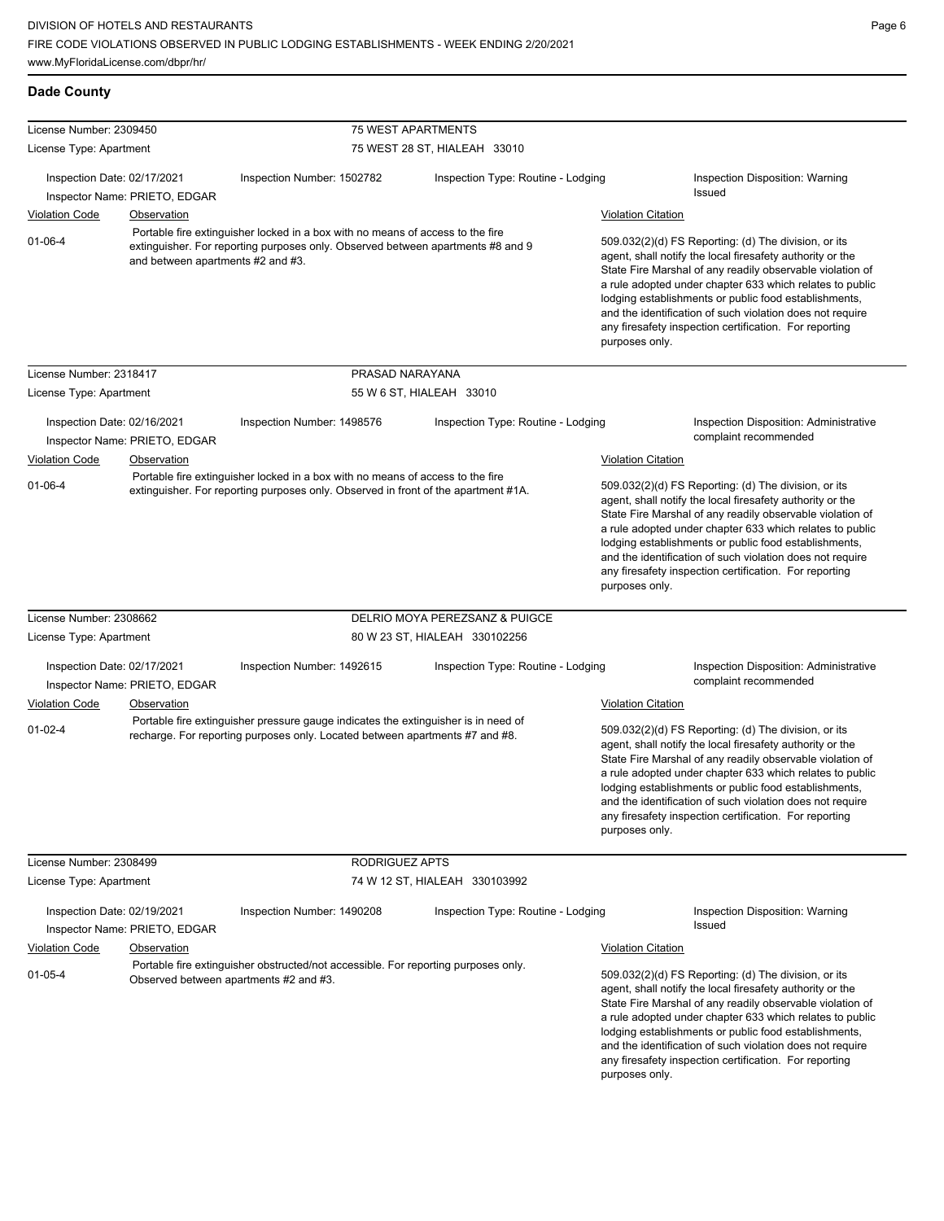## Dade County

**License Number:** 2309450 — **75 WEST APARTMENTS**
**License Type:** Apartment — 75 WEST 28 ST, HIALEAH 33010

Inspection Date: 02/17/2021 | Inspection Number: 1502782 | Inspection Type: Routine - Lodging | Inspection Disposition: Warning Issued
Inspector Name: PRIETO, EDGAR

| Violation Code | Observation | Violation Citation |
|---|---|---|
| 01-06-4 | Portable fire extinguisher locked in a box with no means of access to the fire extinguisher. For reporting purposes only. Observed between apartments #8 and 9 and between apartments #2 and #3. | 509.032(2)(d) FS Reporting: (d) The division, or its agent, shall notify the local firesafety authority or the State Fire Marshal of any readily observable violation of a rule adopted under chapter 633 which relates to public lodging establishments or public food establishments, and the identification of such violation does not require any firesafety inspection certification. For reporting purposes only. |

**License Number:** 2318417 — **PRASAD NARAYANA**
**License Type:** Apartment — 55 W 6 ST, HIALEAH 33010

Inspection Date: 02/16/2021 | Inspection Number: 1498576 | Inspection Type: Routine - Lodging | Inspection Disposition: Administrative complaint recommended
Inspector Name: PRIETO, EDGAR

| Violation Code | Observation | Violation Citation |
|---|---|---|
| 01-06-4 | Portable fire extinguisher locked in a box with no means of access to the fire extinguisher. For reporting purposes only. Observed in front of the apartment #1A. | 509.032(2)(d) FS Reporting: (d) The division, or its agent, shall notify the local firesafety authority or the State Fire Marshal of any readily observable violation of a rule adopted under chapter 633 which relates to public lodging establishments or public food establishments, and the identification of such violation does not require any firesafety inspection certification. For reporting purposes only. |

**License Number:** 2308662 — **DELRIO MOYA PEREZSANZ & PUIGCE**
**License Type:** Apartment — 80 W 23 ST, HIALEAH 330102256

Inspection Date: 02/17/2021 | Inspection Number: 1492615 | Inspection Type: Routine - Lodging | Inspection Disposition: Administrative complaint recommended
Inspector Name: PRIETO, EDGAR

| Violation Code | Observation | Violation Citation |
|---|---|---|
| 01-02-4 | Portable fire extinguisher pressure gauge indicates the extinguisher is in need of recharge. For reporting purposes only. Located between apartments #7 and #8. | 509.032(2)(d) FS Reporting: (d) The division, or its agent, shall notify the local firesafety authority or the State Fire Marshal of any readily observable violation of a rule adopted under chapter 633 which relates to public lodging establishments or public food establishments, and the identification of such violation does not require any firesafety inspection certification. For reporting purposes only. |

**License Number:** 2308499 — **RODRIGUEZ APTS**
**License Type:** Apartment — 74 W 12 ST, HIALEAH 330103992

Inspection Date: 02/19/2021 | Inspection Number: 1490208 | Inspection Type: Routine - Lodging | Inspection Disposition: Warning Issued
Inspector Name: PRIETO, EDGAR

| Violation Code | Observation | Violation Citation |
|---|---|---|
| 01-05-4 | Portable fire extinguisher obstructed/not accessible. For reporting purposes only. Observed between apartments #2 and #3. | 509.032(2)(d) FS Reporting: (d) The division, or its agent, shall notify the local firesafety authority or the State Fire Marshal of any readily observable violation of a rule adopted under chapter 633 which relates to public lodging establishments or public food establishments, and the identification of such violation does not require any firesafety inspection certification. For reporting purposes only. |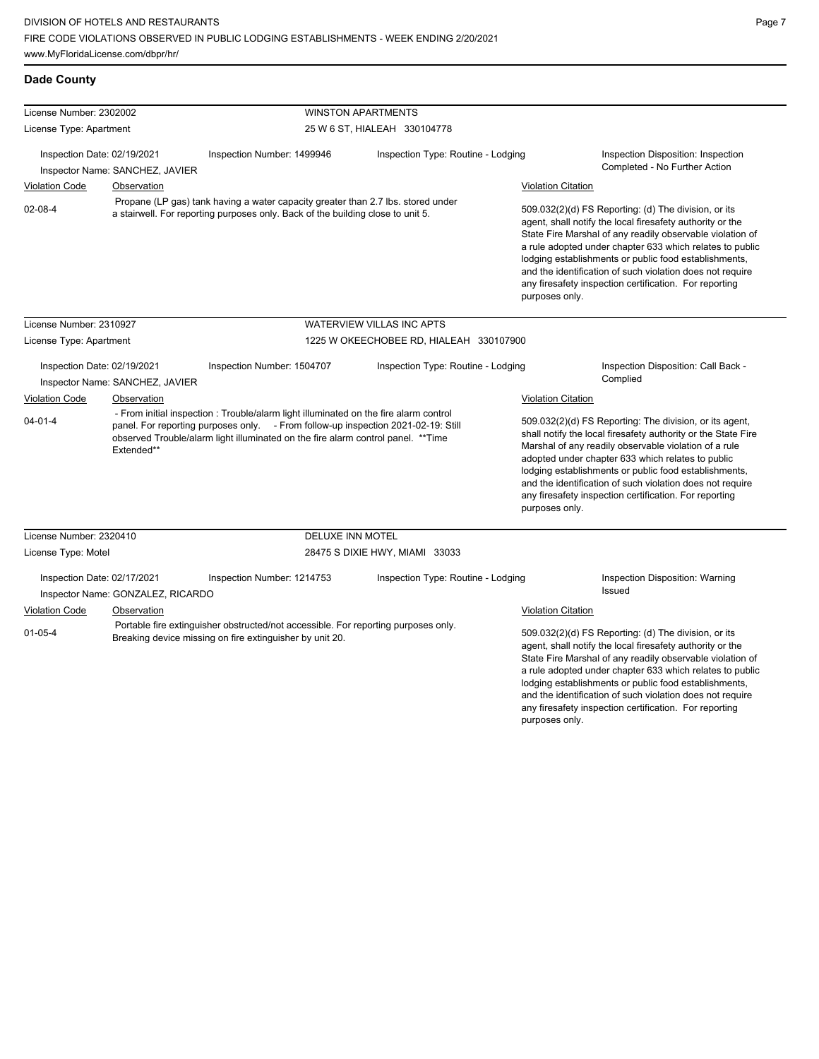## Dade County

**License Number:** 2302002 — **WINSTON APARTMENTS**
**License Type:** Apartment — 25 W 6 ST, HIALEAH 330104778

Inspection Date: 02/19/2021 | Inspection Number: 1499946 | Inspection Type: Routine - Lodging | Inspection Disposition: Inspection Completed - No Further Action
Inspector Name: SANCHEZ, JAVIER

| Violation Code | Observation | Violation Citation |
| --- | --- | --- |
| 02-08-4 | Propane (LP gas) tank having a water capacity greater than 2.7 lbs. stored under a stairwell. For reporting purposes only. Back of the building close to unit 5. | 509.032(2)(d) FS Reporting: (d) The division, or its agent, shall notify the local firesafety authority or the State Fire Marshal of any readily observable violation of a rule adopted under chapter 633 which relates to public lodging establishments or public food establishments, and the identification of such violation does not require any firesafety inspection certification. For reporting purposes only. |

**License Number:** 2310927 — **WATERVIEW VILLAS INC APTS**
**License Type:** Apartment — 1225 W OKEECHOBEE RD, HIALEAH 330107900

Inspection Date: 02/19/2021 | Inspection Number: 1504707 | Inspection Type: Routine - Lodging | Inspection Disposition: Call Back - Complied
Inspector Name: SANCHEZ, JAVIER

| Violation Code | Observation | Violation Citation |
| --- | --- | --- |
| 04-01-4 | - From initial inspection : Trouble/alarm light illuminated on the fire alarm control panel. For reporting purposes only. - From follow-up inspection 2021-02-19: Still observed Trouble/alarm light illuminated on the fire alarm control panel. **Time Extended** | 509.032(2)(d) FS Reporting: The division, or its agent, shall notify the local firesafety authority or the State Fire Marshal of any readily observable violation of a rule adopted under chapter 633 which relates to public lodging establishments or public food establishments, and the identification of such violation does not require any firesafety inspection certification. For reporting purposes only. |

**License Number:** 2320410 — **DELUXE INN MOTEL**
**License Type:** Motel — 28475 S DIXIE HWY, MIAMI 33033

Inspection Date: 02/17/2021 | Inspection Number: 1214753 | Inspection Type: Routine - Lodging | Inspection Disposition: Warning Issued
Inspector Name: GONZALEZ, RICARDO

| Violation Code | Observation | Violation Citation |
| --- | --- | --- |
| 01-05-4 | Portable fire extinguisher obstructed/not accessible. For reporting purposes only. Breaking device missing on fire extinguisher by unit 20. | 509.032(2)(d) FS Reporting: (d) The division, or its agent, shall notify the local firesafety authority or the State Fire Marshal of any readily observable violation of a rule adopted under chapter 633 which relates to public lodging establishments or public food establishments, and the identification of such violation does not require any firesafety inspection certification. For reporting purposes only. |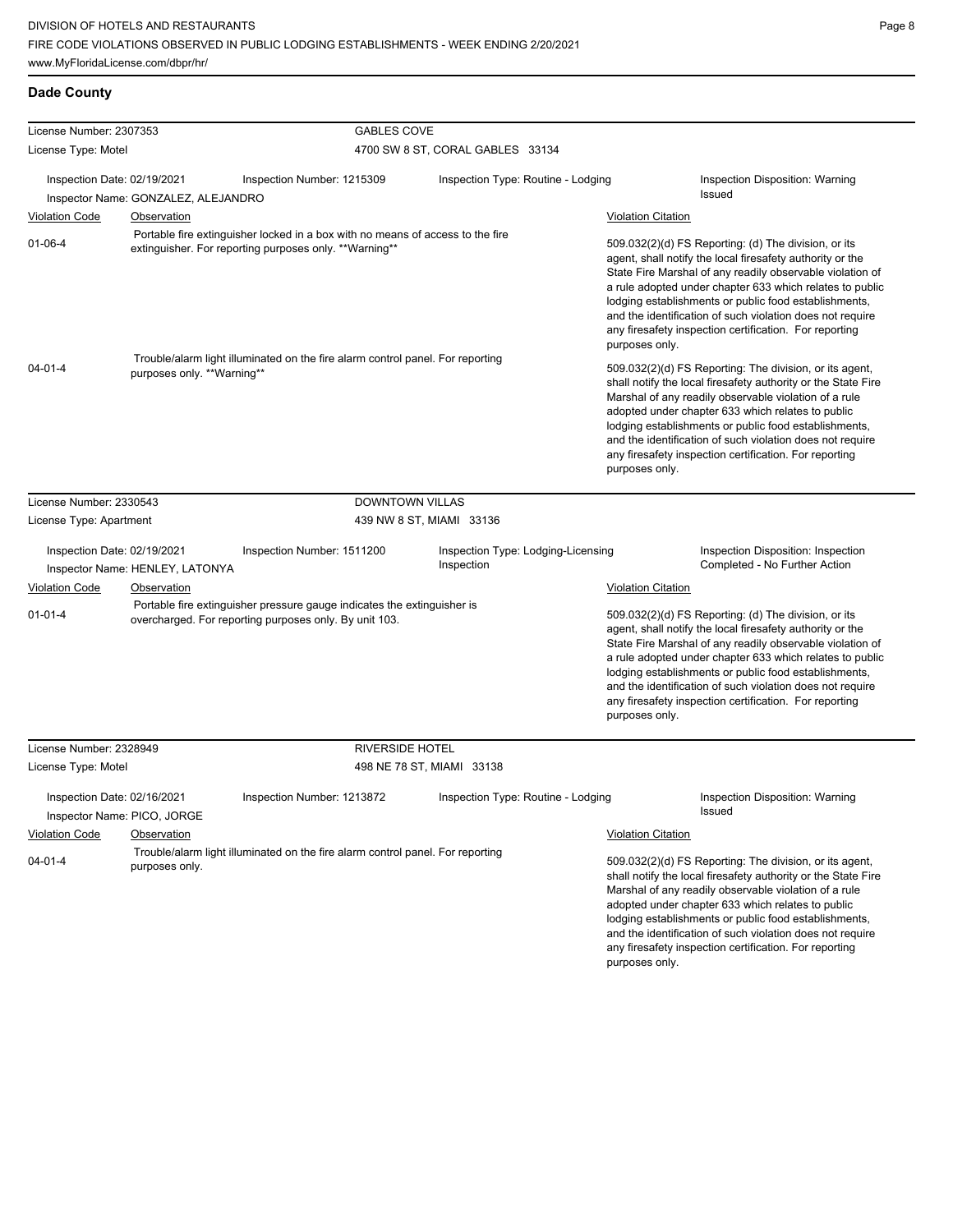## Dade County

| License Number: 2307353 | | GABLES COVE | |
|---|---|---|---|
| License Type: Motel | | 4700 SW 8 ST, CORAL GABLES 33134 | |
| Inspection Date: 02/19/2021 | Inspection Number: 1215309 | Inspection Type: Routine - Lodging | Inspection Disposition: Warning Issued |
| Inspector Name: GONZALEZ, ALEJANDRO | | | |

| Violation Code | Observation | Violation Citation |
|---|---|---|
| 01-06-4 | Portable fire extinguisher locked in a box with no means of access to the fire extinguisher. For reporting purposes only. **Warning** | 509.032(2)(d) FS Reporting: (d) The division, or its agent, shall notify the local firesafety authority or the State Fire Marshal of any readily observable violation of a rule adopted under chapter 633 which relates to public lodging establishments or public food establishments, and the identification of such violation does not require any firesafety inspection certification. For reporting purposes only. |
| 04-01-4 | Trouble/alarm light illuminated on the fire alarm control panel. For reporting purposes only. **Warning** | 509.032(2)(d) FS Reporting: The division, or its agent, shall notify the local firesafety authority or the State Fire Marshal of any readily observable violation of a rule adopted under chapter 633 which relates to public lodging establishments or public food establishments, and the identification of such violation does not require any firesafety inspection certification. For reporting purposes only. |

| License Number: 2330543 | | DOWNTOWN VILLAS | |
|---|---|---|---|
| License Type: Apartment | | 439 NW 8 ST, MIAMI 33136 | |
| Inspection Date: 02/19/2021 | Inspection Number: 1511200 | Inspection Type: Lodging-Licensing Inspection | Inspection Disposition: Inspection Completed - No Further Action |
| Inspector Name: HENLEY, LATONYA | | | |

| Violation Code | Observation | Violation Citation |
|---|---|---|
| 01-01-4 | Portable fire extinguisher pressure gauge indicates the extinguisher is overcharged. For reporting purposes only. By unit 103. | 509.032(2)(d) FS Reporting: (d) The division, or its agent, shall notify the local firesafety authority or the State Fire Marshal of any readily observable violation of a rule adopted under chapter 633 which relates to public lodging establishments or public food establishments, and the identification of such violation does not require any firesafety inspection certification. For reporting purposes only. |

| License Number: 2328949 | | RIVERSIDE HOTEL | |
|---|---|---|---|
| License Type: Motel | | 498 NE 78 ST, MIAMI 33138 | |
| Inspection Date: 02/16/2021 | Inspection Number: 1213872 | Inspection Type: Routine - Lodging | Inspection Disposition: Warning Issued |
| Inspector Name: PICO, JORGE | | | |

| Violation Code | Observation | Violation Citation |
|---|---|---|
| 04-01-4 | Trouble/alarm light illuminated on the fire alarm control panel. For reporting purposes only. | 509.032(2)(d) FS Reporting: The division, or its agent, shall notify the local firesafety authority or the State Fire Marshal of any readily observable violation of a rule adopted under chapter 633 which relates to public lodging establishments or public food establishments, and the identification of such violation does not require any firesafety inspection certification. For reporting purposes only. |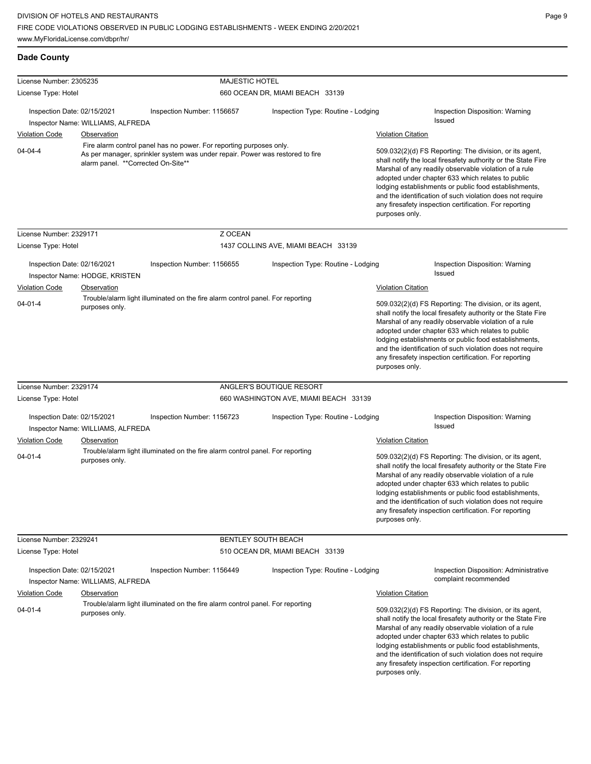## Dade County

| License Number: 2305235 | | MAJESTIC HOTEL | |
|---|---|---|---|
| License Type: Hotel | | 660 OCEAN DR, MIAMI BEACH 33139 | |
| Inspection Date: 02/15/2021 | Inspection Number: 1156657 | Inspection Type: Routine - Lodging | Inspection Disposition: Warning Issued |
| Inspector Name: WILLIAMS, ALFREDA | | | |

| Violation Code | Observation | Violation Citation |
|---|---|---|
| 04-04-4 | Fire alarm control panel has no power. For reporting purposes only. As per manager, sprinkler system was under repair. Power was restored to fire alarm panel. **Corrected On-Site** | 509.032(2)(d) FS Reporting: The division, or its agent, shall notify the local firesafety authority or the State Fire Marshal of any readily observable violation of a rule adopted under chapter 633 which relates to public lodging establishments or public food establishments, and the identification of such violation does not require any firesafety inspection certification. For reporting purposes only. |

| License Number: 2329171 | | Z OCEAN | |
|---|---|---|---|
| License Type: Hotel | | 1437 COLLINS AVE, MIAMI BEACH 33139 | |
| Inspection Date: 02/16/2021 | Inspection Number: 1156655 | Inspection Type: Routine - Lodging | Inspection Disposition: Warning Issued |
| Inspector Name: HODGE, KRISTEN | | | |

| Violation Code | Observation | Violation Citation |
|---|---|---|
| 04-01-4 | Trouble/alarm light illuminated on the fire alarm control panel. For reporting purposes only. | 509.032(2)(d) FS Reporting: The division, or its agent, shall notify the local firesafety authority or the State Fire Marshal of any readily observable violation of a rule adopted under chapter 633 which relates to public lodging establishments or public food establishments, and the identification of such violation does not require any firesafety inspection certification. For reporting purposes only. |

| License Number: 2329174 | | ANGLER'S BOUTIQUE RESORT | |
|---|---|---|---|
| License Type: Hotel | | 660 WASHINGTON AVE, MIAMI BEACH 33139 | |
| Inspection Date: 02/15/2021 | Inspection Number: 1156723 | Inspection Type: Routine - Lodging | Inspection Disposition: Warning Issued |
| Inspector Name: WILLIAMS, ALFREDA | | | |

| Violation Code | Observation | Violation Citation |
|---|---|---|
| 04-01-4 | Trouble/alarm light illuminated on the fire alarm control panel. For reporting purposes only. | 509.032(2)(d) FS Reporting: The division, or its agent, shall notify the local firesafety authority or the State Fire Marshal of any readily observable violation of a rule adopted under chapter 633 which relates to public lodging establishments or public food establishments, and the identification of such violation does not require any firesafety inspection certification. For reporting purposes only. |

| License Number: 2329241 | | BENTLEY SOUTH BEACH | |
|---|---|---|---|
| License Type: Hotel | | 510 OCEAN DR, MIAMI BEACH 33139 | |
| Inspection Date: 02/15/2021 | Inspection Number: 1156449 | Inspection Type: Routine - Lodging | Inspection Disposition: Administrative complaint recommended |
| Inspector Name: WILLIAMS, ALFREDA | | | |

| Violation Code | Observation | Violation Citation |
|---|---|---|
| 04-01-4 | Trouble/alarm light illuminated on the fire alarm control panel. For reporting purposes only. | 509.032(2)(d) FS Reporting: The division, or its agent, shall notify the local firesafety authority or the State Fire Marshal of any readily observable violation of a rule adopted under chapter 633 which relates to public lodging establishments or public food establishments, and the identification of such violation does not require any firesafety inspection certification. For reporting purposes only. |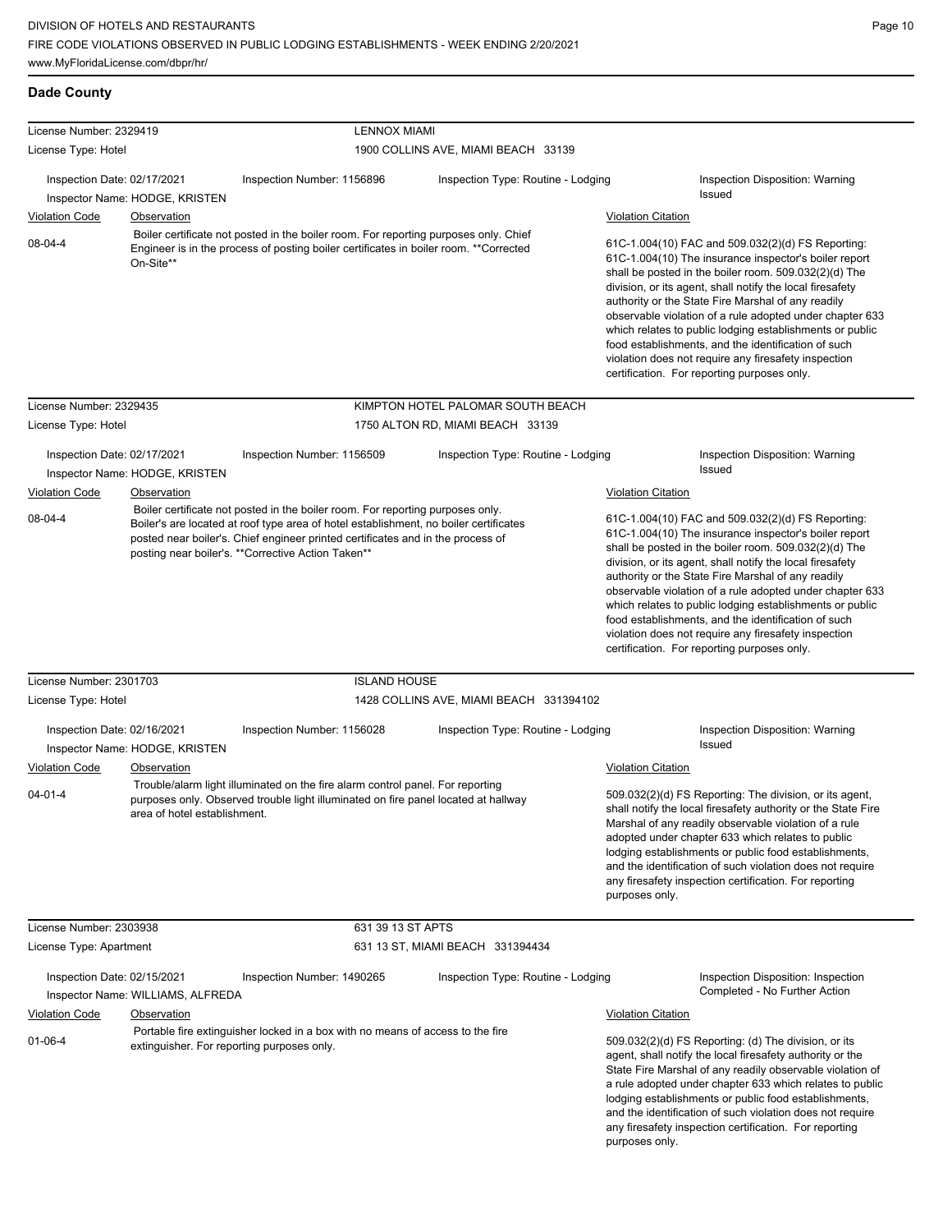## Dade County

**License Number:** 2329419 — **LENNOX MIAMI**
**License Type:** Hotel — 1900 COLLINS AVE, MIAMI BEACH 33139

**Inspection Date:** 02/17/2021 | **Inspection Number:** 1156896 | **Inspection Type:** Routine - Lodging | **Inspection Disposition:** Warning Issued
**Inspector Name:** HODGE, KRISTEN

| Violation Code | Observation | Violation Citation |
|---|---|---|
| 08-04-4 | Boiler certificate not posted in the boiler room. For reporting purposes only. Chief Engineer is in the process of posting boiler certificates in boiler room. **Corrected On-Site** | 61C-1.004(10) FAC and 509.032(2)(d) FS Reporting: 61C-1.004(10) The insurance inspector's boiler report shall be posted in the boiler room. 509.032(2)(d) The division, or its agent, shall notify the local firesafety authority or the State Fire Marshal of any readily observable violation of a rule adopted under chapter 633 which relates to public lodging establishments or public food establishments, and the identification of such violation does not require any firesafety inspection certification. For reporting purposes only. |

**License Number:** 2329435 — **KIMPTON HOTEL PALOMAR SOUTH BEACH**
**License Type:** Hotel — 1750 ALTON RD, MIAMI BEACH 33139

**Inspection Date:** 02/17/2021 | **Inspection Number:** 1156509 | **Inspection Type:** Routine - Lodging | **Inspection Disposition:** Warning Issued
**Inspector Name:** HODGE, KRISTEN

| Violation Code | Observation | Violation Citation |
|---|---|---|
| 08-04-4 | Boiler certificate not posted in the boiler room. For reporting purposes only. Boiler's are located at roof type area of hotel establishment, no boiler certificates posted near boiler's. Chief engineer printed certificates and in the process of posting near boiler's. **Corrective Action Taken** | 61C-1.004(10) FAC and 509.032(2)(d) FS Reporting: 61C-1.004(10) The insurance inspector's boiler report shall be posted in the boiler room. 509.032(2)(d) The division, or its agent, shall notify the local firesafety authority or the State Fire Marshal of any readily observable violation of a rule adopted under chapter 633 which relates to public lodging establishments or public food establishments, and the identification of such violation does not require any firesafety inspection certification. For reporting purposes only. |

**License Number:** 2301703 — **ISLAND HOUSE**
**License Type:** Hotel — 1428 COLLINS AVE, MIAMI BEACH 331394102

**Inspection Date:** 02/16/2021 | **Inspection Number:** 1156028 | **Inspection Type:** Routine - Lodging | **Inspection Disposition:** Warning Issued
**Inspector Name:** HODGE, KRISTEN

| Violation Code | Observation | Violation Citation |
|---|---|---|
| 04-01-4 | Trouble/alarm light illuminated on the fire alarm control panel. For reporting purposes only. Observed trouble light illuminated on fire panel located at hallway area of hotel establishment. | 509.032(2)(d) FS Reporting: The division, or its agent, shall notify the local firesafety authority or the State Fire Marshal of any readily observable violation of a rule adopted under chapter 633 which relates to public lodging establishments or public food establishments, and the identification of such violation does not require any firesafety inspection certification. For reporting purposes only. |

**License Number:** 2303938 — **631 39 13 ST APTS**
**License Type:** Apartment — 631 13 ST, MIAMI BEACH 331394434

**Inspection Date:** 02/15/2021 | **Inspection Number:** 1490265 | **Inspection Type:** Routine - Lodging | **Inspection Disposition:** Inspection Completed - No Further Action
**Inspector Name:** WILLIAMS, ALFREDA

| Violation Code | Observation | Violation Citation |
|---|---|---|
| 01-06-4 | Portable fire extinguisher locked in a box with no means of access to the fire extinguisher. For reporting purposes only. | 509.032(2)(d) FS Reporting: (d) The division, or its agent, shall notify the local firesafety authority or the State Fire Marshal of any readily observable violation of a rule adopted under chapter 633 which relates to public lodging establishments or public food establishments, and the identification of such violation does not require any firesafety inspection certification. For reporting purposes only. |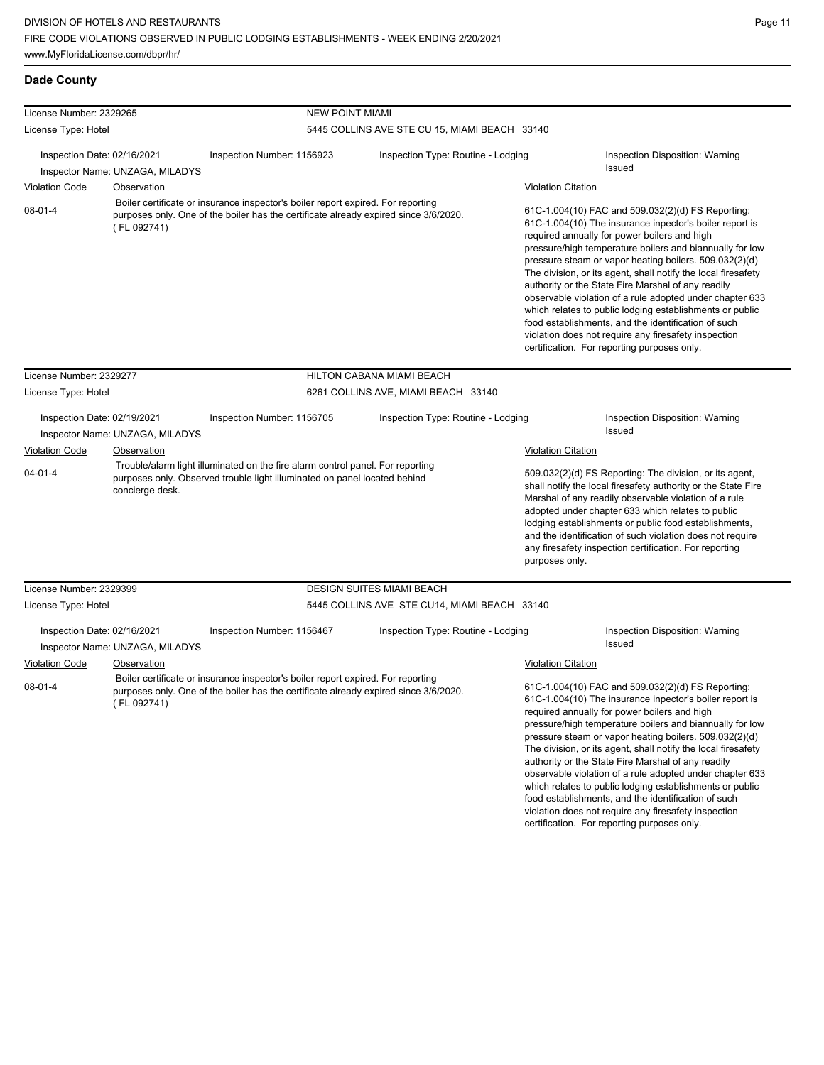## Dade County

**License Number:** 2329265 — **NEW POINT MIAMI**
**License Type:** Hotel — 5445 COLLINS AVE STE CU 15, MIAMI BEACH 33140

Inspection Date: 02/16/2021 | Inspection Number: 1156923 | Inspection Type: Routine - Lodging | Inspection Disposition: Warning Issued
Inspector Name: UNZAGA, MILADYS

| Violation Code | Observation | Violation Citation |
|---|---|---|
| 08-01-4 | Boiler certificate or insurance inspector's boiler report expired. For reporting purposes only. One of the boiler has the certificate already expired since 3/6/2020. ( FL 092741) | 61C-1.004(10) FAC and 509.032(2)(d) FS Reporting: 61C-1.004(10) The insurance inpector's boiler report is required annually for power boilers and high pressure/high temperature boilers and biannually for low pressure steam or vapor heating boilers. 509.032(2)(d) The division, or its agent, shall notify the local firesafety authority or the State Fire Marshal of any readily observable violation of a rule adopted under chapter 633 which relates to public lodging establishments or public food establishments, and the identification of such violation does not require any firesafety inspection certification. For reporting purposes only. |

**License Number:** 2329277 — **HILTON CABANA MIAMI BEACH**
**License Type:** Hotel — 6261 COLLINS AVE, MIAMI BEACH 33140

Inspection Date: 02/19/2021 | Inspection Number: 1156705 | Inspection Type: Routine - Lodging | Inspection Disposition: Warning Issued
Inspector Name: UNZAGA, MILADYS

| Violation Code | Observation | Violation Citation |
|---|---|---|
| 04-01-4 | Trouble/alarm light illuminated on the fire alarm control panel. For reporting purposes only. Observed trouble light illuminated on panel located behind concierge desk. | 509.032(2)(d) FS Reporting: The division, or its agent, shall notify the local firesafety authority or the State Fire Marshal of any readily observable violation of a rule adopted under chapter 633 which relates to public lodging establishments or public food establishments, and the identification of such violation does not require any firesafety inspection certification. For reporting purposes only. |

**License Number:** 2329399 — **DESIGN SUITES MIAMI BEACH**
**License Type:** Hotel — 5445 COLLINS AVE STE CU14, MIAMI BEACH 33140

Inspection Date: 02/16/2021 | Inspection Number: 1156467 | Inspection Type: Routine - Lodging | Inspection Disposition: Warning Issued
Inspector Name: UNZAGA, MILADYS

| Violation Code | Observation | Violation Citation |
|---|---|---|
| 08-01-4 | Boiler certificate or insurance inspector's boiler report expired. For reporting purposes only. One of the boiler has the certificate already expired since 3/6/2020. ( FL 092741) | 61C-1.004(10) FAC and 509.032(2)(d) FS Reporting: 61C-1.004(10) The insurance inpector's boiler report is required annually for power boilers and high pressure/high temperature boilers and biannually for low pressure steam or vapor heating boilers. 509.032(2)(d) The division, or its agent, shall notify the local firesafety authority or the State Fire Marshal of any readily observable violation of a rule adopted under chapter 633 which relates to public lodging establishments or public food establishments, and the identification of such violation does not require any firesafety inspection certification. For reporting purposes only. |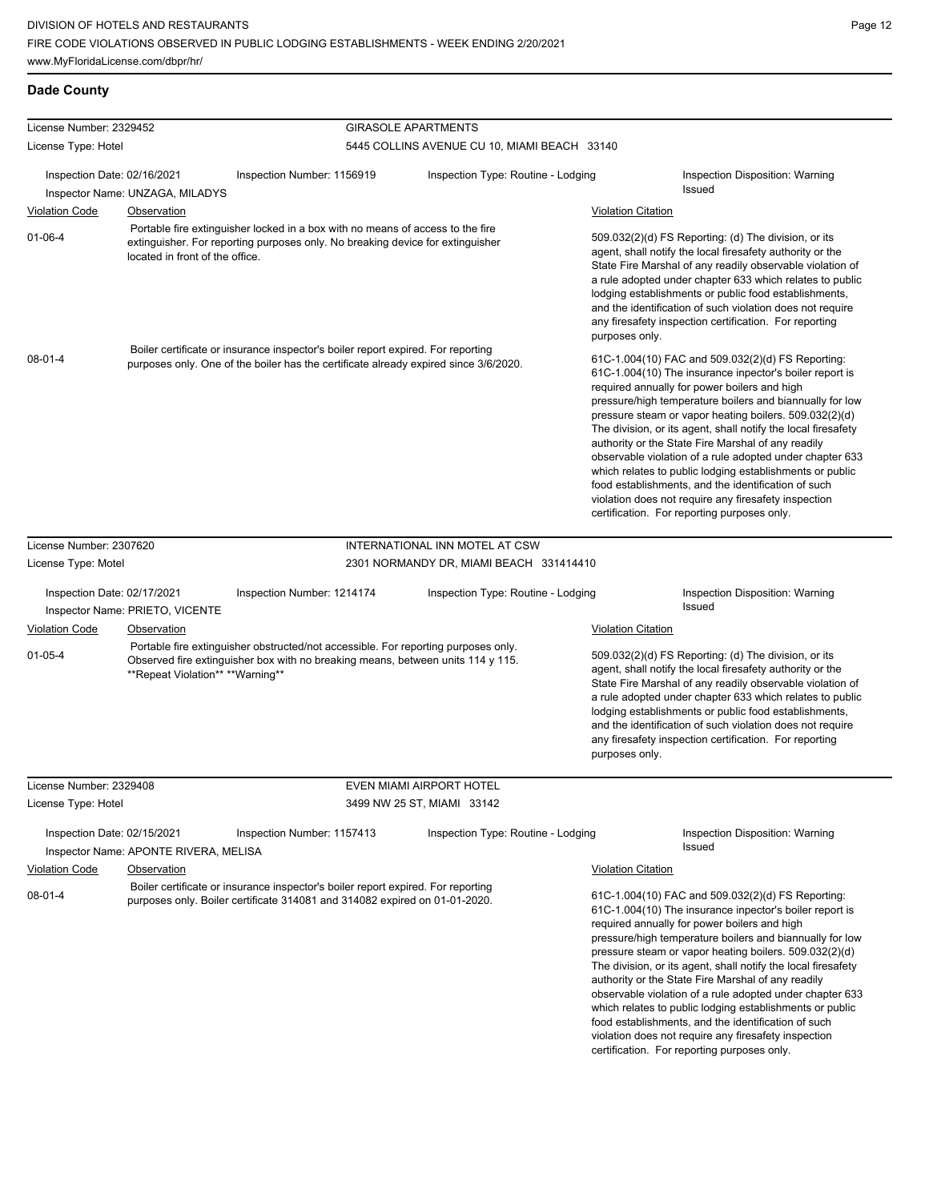## Dade County

**License Number:** 2329452
**License Type:** Hotel
**GIRASOLE APARTMENTS**
5445 COLLINS AVENUE CU 10, MIAMI BEACH 33140

Inspection Date: 02/16/2021
Inspection Number: 1156919
Inspection Type: Routine - Lodging
Inspection Disposition: Warning Issued
Inspector Name: UNZAGA, MILADYS

| Violation Code | Observation | Violation Citation |
|---|---|---|
| 01-06-4 | Portable fire extinguisher locked in a box with no means of access to the fire extinguisher. For reporting purposes only. No breaking device for extinguisher located in front of the office. | 509.032(2)(d) FS Reporting: (d) The division, or its agent, shall notify the local firesafety authority or the State Fire Marshal of any readily observable violation of a rule adopted under chapter 633 which relates to public lodging establishments or public food establishments, and the identification of such violation does not require any firesafety inspection certification. For reporting purposes only. |
| 08-01-4 | Boiler certificate or insurance inspector's boiler report expired. For reporting purposes only. One of the boiler has the certificate already expired since 3/6/2020. | 61C-1.004(10) FAC and 509.032(2)(d) FS Reporting: 61C-1.004(10) The insurance inpector's boiler report is required annually for power boilers and high pressure/high temperature boilers and biannually for low pressure steam or vapor heating boilers. 509.032(2)(d) The division, or its agent, shall notify the local firesafety authority or the State Fire Marshal of any readily observable violation of a rule adopted under chapter 633 which relates to public lodging establishments or public food establishments, and the identification of such violation does not require any firesafety inspection certification. For reporting purposes only. |

**License Number:** 2307620
**License Type:** Motel
**INTERNATIONAL INN MOTEL AT CSW**
2301 NORMANDY DR, MIAMI BEACH 331414410

Inspection Date: 02/17/2021
Inspection Number: 1214174
Inspection Type: Routine - Lodging
Inspection Disposition: Warning Issued
Inspector Name: PRIETO, VICENTE

| Violation Code | Observation | Violation Citation |
|---|---|---|
| 01-05-4 | Portable fire extinguisher obstructed/not accessible. For reporting purposes only. Observed fire extinguisher box with no breaking means, between units 114 y 115. **Repeat Violation** **Warning** | 509.032(2)(d) FS Reporting: (d) The division, or its agent, shall notify the local firesafety authority or the State Fire Marshal of any readily observable violation of a rule adopted under chapter 633 which relates to public lodging establishments or public food establishments, and the identification of such violation does not require any firesafety inspection certification. For reporting purposes only. |

**License Number:** 2329408
**License Type:** Hotel
**EVEN MIAMI AIRPORT HOTEL**
3499 NW 25 ST, MIAMI 33142

Inspection Date: 02/15/2021
Inspection Number: 1157413
Inspection Type: Routine - Lodging
Inspection Disposition: Warning Issued
Inspector Name: APONTE RIVERA, MELISA

| Violation Code | Observation | Violation Citation |
|---|---|---|
| 08-01-4 | Boiler certificate or insurance inspector's boiler report expired. For reporting purposes only. Boiler certificate 314081 and 314082 expired on 01-01-2020. | 61C-1.004(10) FAC and 509.032(2)(d) FS Reporting: 61C-1.004(10) The insurance inpector's boiler report is required annually for power boilers and high pressure/high temperature boilers and biannually for low pressure steam or vapor heating boilers. 509.032(2)(d) The division, or its agent, shall notify the local firesafety authority or the State Fire Marshal of any readily observable violation of a rule adopted under chapter 633 which relates to public lodging establishments or public food establishments, and the identification of such violation does not require any firesafety inspection certification. For reporting purposes only. |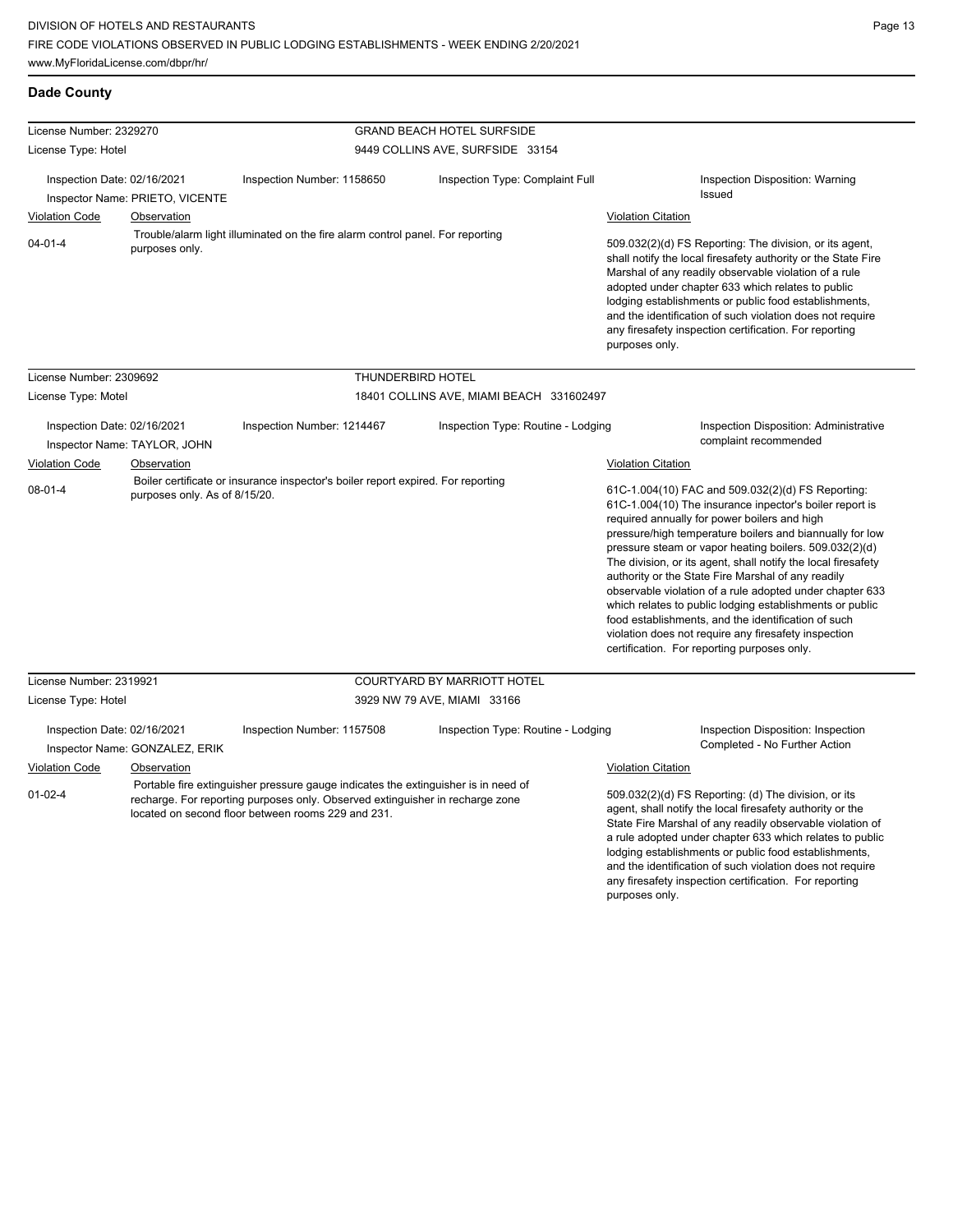## Dade County

| License Number: 2329270 | | GRAND BEACH HOTEL SURFSIDE | |
|---|---|---|---|
| License Type: Hotel | | 9449 COLLINS AVE, SURFSIDE 33154 | |
| Inspection Date: 02/16/2021<br>Inspector Name: PRIETO, VICENTE | Inspection Number: 1158650 | Inspection Type: Complaint Full | Inspection Disposition: Warning Issued |

| Violation Code | Observation | Violation Citation |
|---|---|---|
| 04-01-4 | Trouble/alarm light illuminated on the fire alarm control panel. For reporting purposes only. | 509.032(2)(d) FS Reporting: The division, or its agent, shall notify the local firesafety authority or the State Fire Marshal of any readily observable violation of a rule adopted under chapter 633 which relates to public lodging establishments or public food establishments, and the identification of such violation does not require any firesafety inspection certification. For reporting purposes only. |

| License Number: 2309692 | | THUNDERBIRD HOTEL | |
|---|---|---|---|
| License Type: Motel | | 18401 COLLINS AVE, MIAMI BEACH 331602497 | |
| Inspection Date: 02/16/2021<br>Inspector Name: TAYLOR, JOHN | Inspection Number: 1214467 | Inspection Type: Routine - Lodging | Inspection Disposition: Administrative complaint recommended |

| Violation Code | Observation | Violation Citation |
|---|---|---|
| 08-01-4 | Boiler certificate or insurance inspector's boiler report expired. For reporting purposes only. As of 8/15/20. | 61C-1.004(10) FAC and 509.032(2)(d) FS Reporting: 61C-1.004(10) The insurance inpector's boiler report is required annually for power boilers and high pressure/high temperature boilers and biannually for low pressure steam or vapor heating boilers. 509.032(2)(d) The division, or its agent, shall notify the local firesafety authority or the State Fire Marshal of any readily observable violation of a rule adopted under chapter 633 which relates to public lodging establishments or public food establishments, and the identification of such violation does not require any firesafety inspection certification. For reporting purposes only. |

| License Number: 2319921 | | COURTYARD BY MARRIOTT HOTEL | |
|---|---|---|---|
| License Type: Hotel | | 3929 NW 79 AVE, MIAMI 33166 | |
| Inspection Date: 02/16/2021<br>Inspector Name: GONZALEZ, ERIK | Inspection Number: 1157508 | Inspection Type: Routine - Lodging | Inspection Disposition: Inspection Completed - No Further Action |

| Violation Code | Observation | Violation Citation |
|---|---|---|
| 01-02-4 | Portable fire extinguisher pressure gauge indicates the extinguisher is in need of recharge. For reporting purposes only. Observed extinguisher in recharge zone located on second floor between rooms 229 and 231. | 509.032(2)(d) FS Reporting: (d) The division, or its agent, shall notify the local firesafety authority or the State Fire Marshal of any readily observable violation of a rule adopted under chapter 633 which relates to public lodging establishments or public food establishments, and the identification of such violation does not require any firesafety inspection certification. For reporting purposes only. |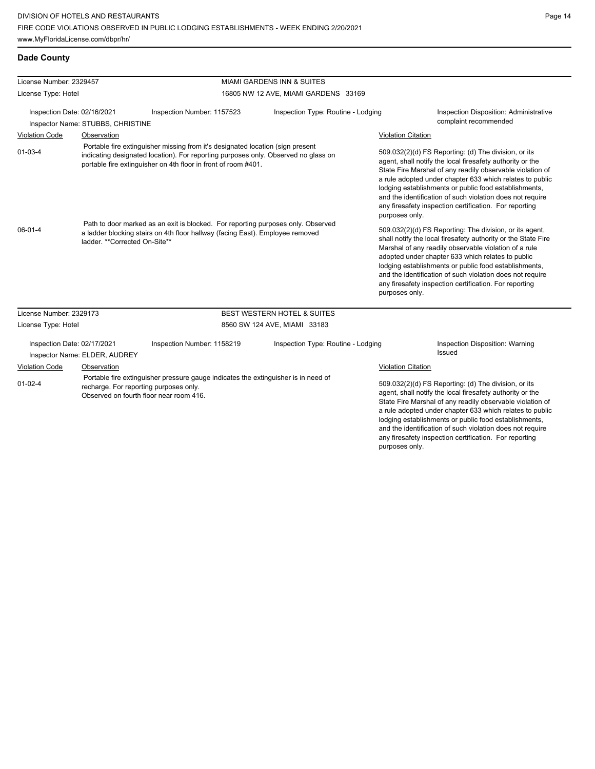## Dade County

**License Number:** 2329457
**License Type:** Hotel

MIAMI GARDENS INN & SUITES
16805 NW 12 AVE, MIAMI GARDENS 33169

Inspection Date: 02/16/2021
Inspector Name: STUBBS, CHRISTINE
Inspection Number: 1157523
Inspection Type: Routine - Lodging
Inspection Disposition: Administrative complaint recommended

| Violation Code | Observation | Violation Citation |
|---|---|---|
| 01-03-4 | Portable fire extinguisher missing from it's designated location (sign present indicating designated location). For reporting purposes only. Observed no glass on portable fire extinguisher on 4th floor in front of room #401. | 509.032(2)(d) FS Reporting: (d) The division, or its agent, shall notify the local firesafety authority or the State Fire Marshal of any readily observable violation of a rule adopted under chapter 633 which relates to public lodging establishments or public food establishments, and the identification of such violation does not require any firesafety inspection certification. For reporting purposes only. |
| 06-01-4 | Path to door marked as an exit is blocked. For reporting purposes only. Observed a ladder blocking stairs on 4th floor hallway (facing East). Employee removed ladder. **Corrected On-Site** | 509.032(2)(d) FS Reporting: The division, or its agent, shall notify the local firesafety authority or the State Fire Marshal of any readily observable violation of a rule adopted under chapter 633 which relates to public lodging establishments or public food establishments, and the identification of such violation does not require any firesafety inspection certification. For reporting purposes only. |

**License Number:** 2329173
**License Type:** Hotel

BEST WESTERN HOTEL & SUITES
8560 SW 124 AVE, MIAMI 33183

Inspection Date: 02/17/2021
Inspector Name: ELDER, AUDREY
Inspection Number: 1158219
Inspection Type: Routine - Lodging
Inspection Disposition: Warning Issued

| Violation Code | Observation | Violation Citation |
|---|---|---|
| 01-02-4 | Portable fire extinguisher pressure gauge indicates the extinguisher is in need of recharge. For reporting purposes only. Observed on fourth floor near room 416. | 509.032(2)(d) FS Reporting: (d) The division, or its agent, shall notify the local firesafety authority or the State Fire Marshal of any readily observable violation of a rule adopted under chapter 633 which relates to public lodging establishments or public food establishments, and the identification of such violation does not require any firesafety inspection certification. For reporting purposes only. |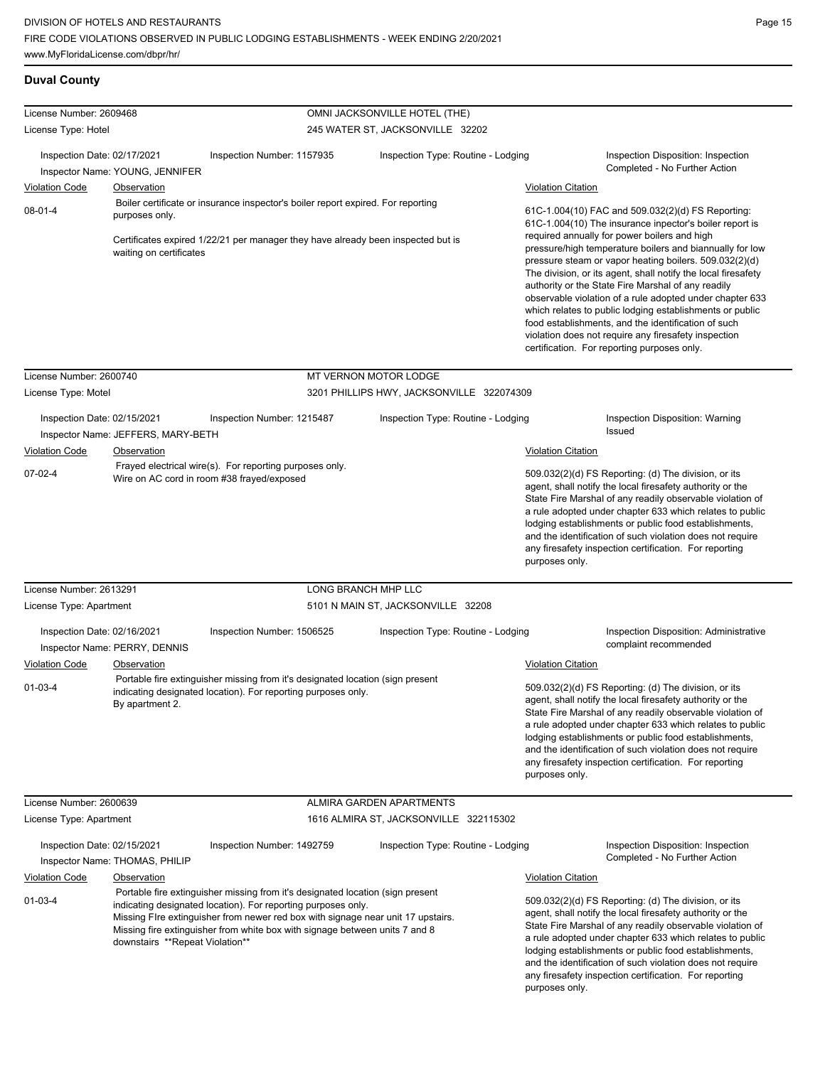## Duval County

**License Number:** 2609468 — **OMNI JACKSONVILLE HOTEL (THE)**
**License Type:** Hotel — 245 WATER ST, JACKSONVILLE 32202

Inspection Date: 02/17/2021 | Inspection Number: 1157935 | Inspection Type: Routine - Lodging | Inspection Disposition: Inspection Completed - No Further Action
Inspector Name: YOUNG, JENNIFER

| Violation Code | Observation | Violation Citation |
|---|---|---|
| 08-01-4 | Boiler certificate or insurance inspector's boiler report expired. For reporting purposes only. Certificates expired 1/22/21 per manager they have already been inspected but is waiting on certificates | 61C-1.004(10) FAC and 509.032(2)(d) FS Reporting: 61C-1.004(10) The insurance inpector's boiler report is required annually for power boilers and high pressure/high temperature boilers and biannually for low pressure steam or vapor heating boilers. 509.032(2)(d) The division, or its agent, shall notify the local firesafety authority or the State Fire Marshal of any readily observable violation of a rule adopted under chapter 633 which relates to public lodging establishments or public food establishments, and the identification of such violation does not require any firesafety inspection certification. For reporting purposes only. |

**License Number:** 2600740 — **MT VERNON MOTOR LODGE**
**License Type:** Motel — 3201 PHILLIPS HWY, JACKSONVILLE 322074309

Inspection Date: 02/15/2021 | Inspection Number: 1215487 | Inspection Type: Routine - Lodging | Inspection Disposition: Warning Issued
Inspector Name: JEFFERS, MARY-BETH

| Violation Code | Observation | Violation Citation |
|---|---|---|
| 07-02-4 | Frayed electrical wire(s). For reporting purposes only. Wire on AC cord in room #38 frayed/exposed | 509.032(2)(d) FS Reporting: (d) The division, or its agent, shall notify the local firesafety authority or the State Fire Marshal of any readily observable violation of a rule adopted under chapter 633 which relates to public lodging establishments or public food establishments, and the identification of such violation does not require any firesafety inspection certification. For reporting purposes only. |

**License Number:** 2613291 — **LONG BRANCH MHP LLC**
**License Type:** Apartment — 5101 N MAIN ST, JACKSONVILLE 32208

Inspection Date: 02/16/2021 | Inspection Number: 1506525 | Inspection Type: Routine - Lodging | Inspection Disposition: Administrative complaint recommended
Inspector Name: PERRY, DENNIS

| Violation Code | Observation | Violation Citation |
|---|---|---|
| 01-03-4 | Portable fire extinguisher missing from it's designated location (sign present indicating designated location). For reporting purposes only. By apartment 2. | 509.032(2)(d) FS Reporting: (d) The division, or its agent, shall notify the local firesafety authority or the State Fire Marshal of any readily observable violation of a rule adopted under chapter 633 which relates to public lodging establishments or public food establishments, and the identification of such violation does not require any firesafety inspection certification. For reporting purposes only. |

**License Number:** 2600639 — **ALMIRA GARDEN APARTMENTS**
**License Type:** Apartment — 1616 ALMIRA ST, JACKSONVILLE 322115302

Inspection Date: 02/15/2021 | Inspection Number: 1492759 | Inspection Type: Routine - Lodging | Inspection Disposition: Inspection Completed - No Further Action
Inspector Name: THOMAS, PHILIP

| Violation Code | Observation | Violation Citation |
|---|---|---|
| 01-03-4 | Portable fire extinguisher missing from it's designated location (sign present indicating designated location). For reporting purposes only. Missing FIre extinguisher from newer red box with signage near unit 17 upstairs. Missing fire extinguisher from white box with signage between units 7 and 8 downstairs **Repeat Violation** | 509.032(2)(d) FS Reporting: (d) The division, or its agent, shall notify the local firesafety authority or the State Fire Marshal of any readily observable violation of a rule adopted under chapter 633 which relates to public lodging establishments or public food establishments, and the identification of such violation does not require any firesafety inspection certification. For reporting purposes only. |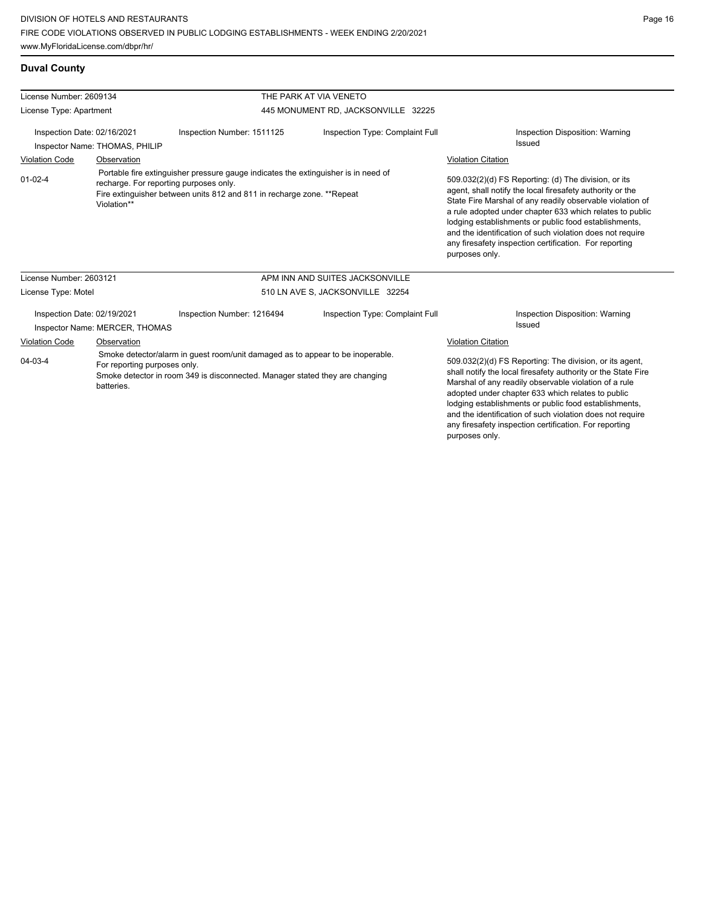## Duval County

**License Number:** 2609134
**License Type:** Apartment

**THE PARK AT VIA VENETO**
445 MONUMENT RD, JACKSONVILLE 32225

Inspection Date: 02/16/2021
Inspector Name: THOMAS, PHILIP
Inspection Number: 1511125
Inspection Type: Complaint Full
Inspection Disposition: Warning Issued

| Violation Code | Observation | Violation Citation |
| --- | --- | --- |
| 01-02-4 | Portable fire extinguisher pressure gauge indicates the extinguisher is in need of recharge. For reporting purposes only. Fire extinguisher between units 812 and 811 in recharge zone. **Repeat Violation** | 509.032(2)(d) FS Reporting: (d) The division, or its agent, shall notify the local firesafety authority or the State Fire Marshal of any readily observable violation of a rule adopted under chapter 633 which relates to public lodging establishments or public food establishments, and the identification of such violation does not require any firesafety inspection certification. For reporting purposes only. |

---

**License Number:** 2603121
**License Type:** Motel

**APM INN AND SUITES JACKSONVILLE**
510 LN AVE S, JACKSONVILLE 32254

Inspection Date: 02/19/2021
Inspector Name: MERCER, THOMAS
Inspection Number: 1216494
Inspection Type: Complaint Full
Inspection Disposition: Warning Issued

| Violation Code | Observation | Violation Citation |
| --- | --- | --- |
| 04-03-4 | Smoke detector/alarm in guest room/unit damaged as to appear to be inoperable. For reporting purposes only. Smoke detector in room 349 is disconnected. Manager stated they are changing batteries. | 509.032(2)(d) FS Reporting: The division, or its agent, shall notify the local firesafety authority or the State Fire Marshal of any readily observable violation of a rule adopted under chapter 633 which relates to public lodging establishments or public food establishments, and the identification of such violation does not require any firesafety inspection certification. For reporting purposes only. |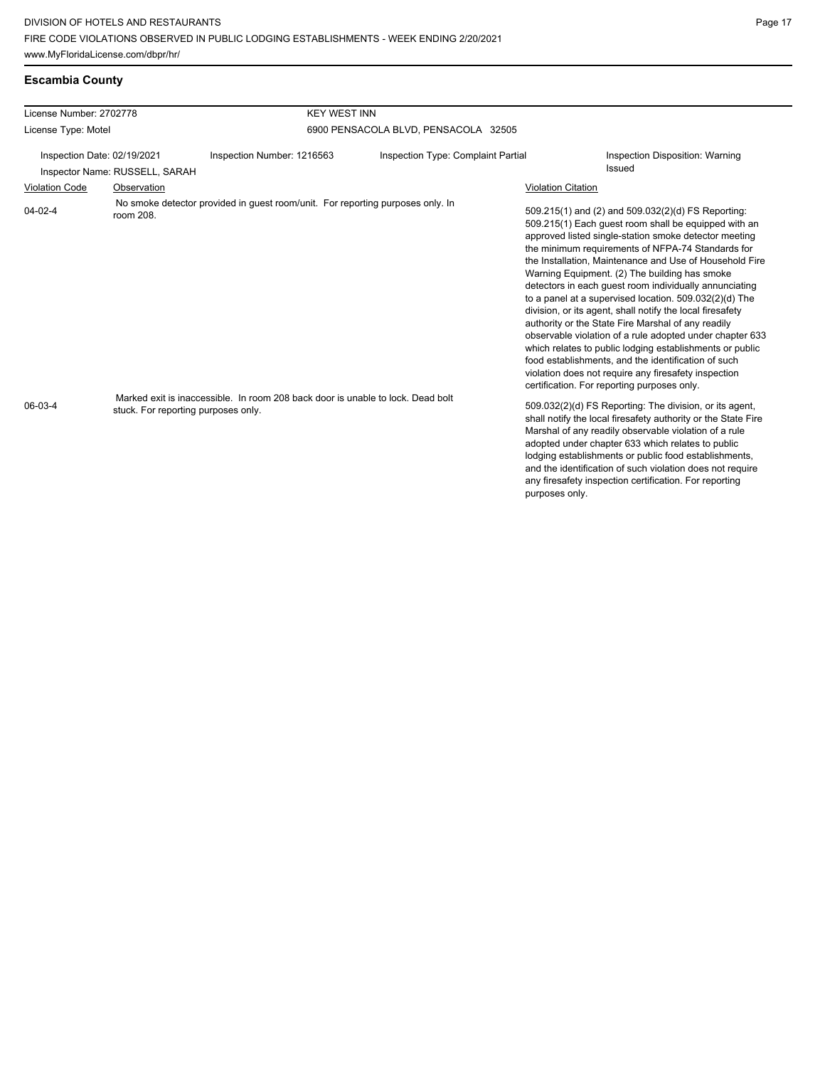## Escambia County

| License Number: 2702778 | | KEY WEST INN | |
|---|---|---|---|
| License Type: Motel | | 6900 PENSACOLA BLVD, PENSACOLA 32505 | |
| Inspection Date: 02/19/2021 | Inspection Number: 1216563 | Inspection Type: Complaint Partial | Inspection Disposition: Warning Issued |
| Inspector Name: RUSSELL, SARAH | | | |

| Violation Code | Observation | Violation Citation |
|---|---|---|
| 04-02-4 | No smoke detector provided in guest room/unit. For reporting purposes only. In room 208. | 509.215(1) and (2) and 509.032(2)(d) FS Reporting: 509.215(1) Each guest room shall be equipped with an approved listed single-station smoke detector meeting the minimum requirements of NFPA-74 Standards for the Installation, Maintenance and Use of Household Fire Warning Equipment. (2) The building has smoke detectors in each guest room individually annunciating to a panel at a supervised location. 509.032(2)(d) The division, or its agent, shall notify the local firesafety authority or the State Fire Marshal of any readily observable violation of a rule adopted under chapter 633 which relates to public lodging establishments or public food establishments, and the identification of such violation does not require any firesafety inspection certification. For reporting purposes only. |
| 06-03-4 | Marked exit is inaccessible. In room 208 back door is unable to lock. Dead bolt stuck. For reporting purposes only. | 509.032(2)(d) FS Reporting: The division, or its agent, shall notify the local firesafety authority or the State Fire Marshal of any readily observable violation of a rule adopted under chapter 633 which relates to public lodging establishments or public food establishments, and the identification of such violation does not require any firesafety inspection certification. For reporting purposes only. |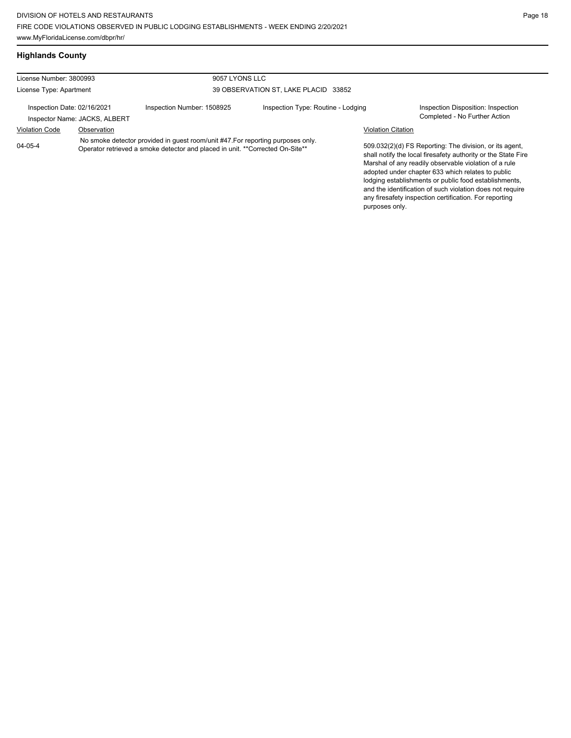## Highlands County

| License Number: 3800993 | | 9057 LYONS LLC | |
|---|---|---|---|
| License Type: Apartment | | 39 OBSERVATION ST, LAKE PLACID 33852 | |
| Inspection Date: 02/16/2021 | Inspection Number: 1508925 | Inspection Type: Routine - Lodging | Inspection Disposition: Inspection Completed - No Further Action |
| Inspector Name: JACKS, ALBERT | | | |

| Violation Code | Observation | Violation Citation |
|---|---|---|
| 04-05-4 | No smoke detector provided in guest room/unit #47.For reporting purposes only. Operator retrieved a smoke detector and placed in unit. **Corrected On-Site** | 509.032(2)(d) FS Reporting: The division, or its agent, shall notify the local firesafety authority or the State Fire Marshal of any readily observable violation of a rule adopted under chapter 633 which relates to public lodging establishments or public food establishments, and the identification of such violation does not require any firesafety inspection certification. For reporting purposes only. |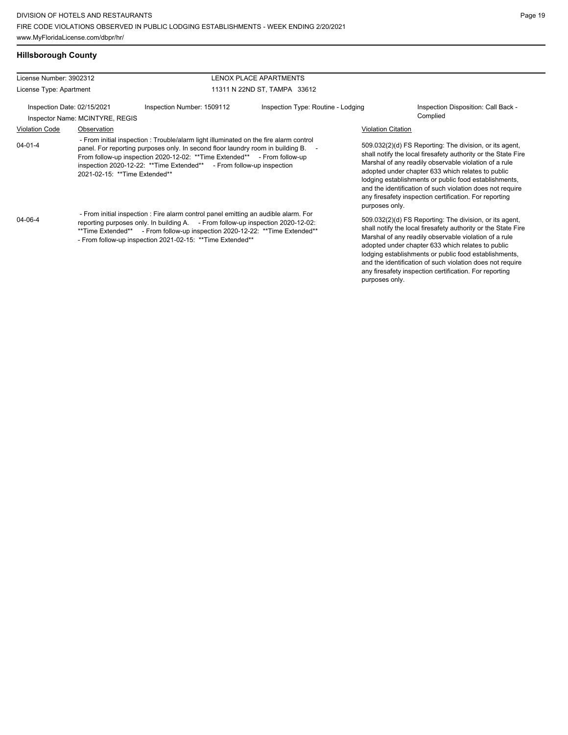## Hillsborough County

| License Number: 3902312 | | LENOX PLACE APARTMENTS | |
|---|---|---|---|
| License Type: Apartment | | 11311 N 22ND ST, TAMPA 33612 | |
| Inspection Date: 02/15/2021 | Inspection Number: 1509112 | Inspection Type: Routine - Lodging | Inspection Disposition: Call Back - Complied |
| Inspector Name: MCINTYRE, REGIS | | | |

| Violation Code | Observation | Violation Citation |
|---|---|---|
| 04-01-4 | - From initial inspection : Trouble/alarm light illuminated on the fire alarm control panel. For reporting purposes only. In second floor laundry room in building B. - From follow-up inspection 2020-12-02: **Time Extended** - From follow-up inspection 2020-12-22: **Time Extended** - From follow-up inspection 2021-02-15: **Time Extended** | 509.032(2)(d) FS Reporting: The division, or its agent, shall notify the local firesafety authority or the State Fire Marshal of any readily observable violation of a rule adopted under chapter 633 which relates to public lodging establishments or public food establishments, and the identification of such violation does not require any firesafety inspection certification. For reporting purposes only. |
| 04-06-4 | - From initial inspection : Fire alarm control panel emitting an audible alarm. For reporting purposes only. In building A. - From follow-up inspection 2020-12-02: **Time Extended** - From follow-up inspection 2020-12-22: **Time Extended** - From follow-up inspection 2021-02-15: **Time Extended** | 509.032(2)(d) FS Reporting: The division, or its agent, shall notify the local firesafety authority or the State Fire Marshal of any readily observable violation of a rule adopted under chapter 633 which relates to public lodging establishments or public food establishments, and the identification of such violation does not require any firesafety inspection certification. For reporting purposes only. |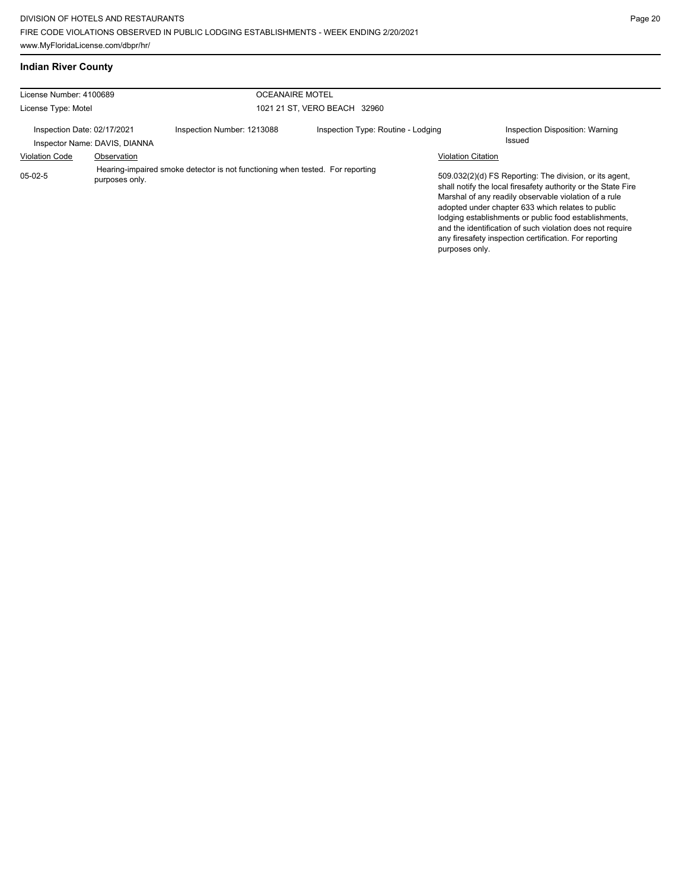## Indian River County

| License Number: 4100689 | | OCEANAIRE MOTEL | | |
|---|---|---|---|---|
| License Type: Motel | | 1021 21 ST, VERO BEACH 32960 | | |
| Inspection Date: 02/17/2021 | Inspection Number: 1213088 | Inspection Type: Routine - Lodging | | Inspection Disposition: Warning Issued |
| Inspector Name: DAVIS, DIANNA | | | | |

| Violation Code | Observation | Violation Citation |
|---|---|---|
| 05-02-5 | Hearing-impaired smoke detector is not functioning when tested. For reporting purposes only. | 509.032(2)(d) FS Reporting: The division, or its agent, shall notify the local firesafety authority or the State Fire Marshal of any readily observable violation of a rule adopted under chapter 633 which relates to public lodging establishments or public food establishments, and the identification of such violation does not require any firesafety inspection certification. For reporting purposes only. |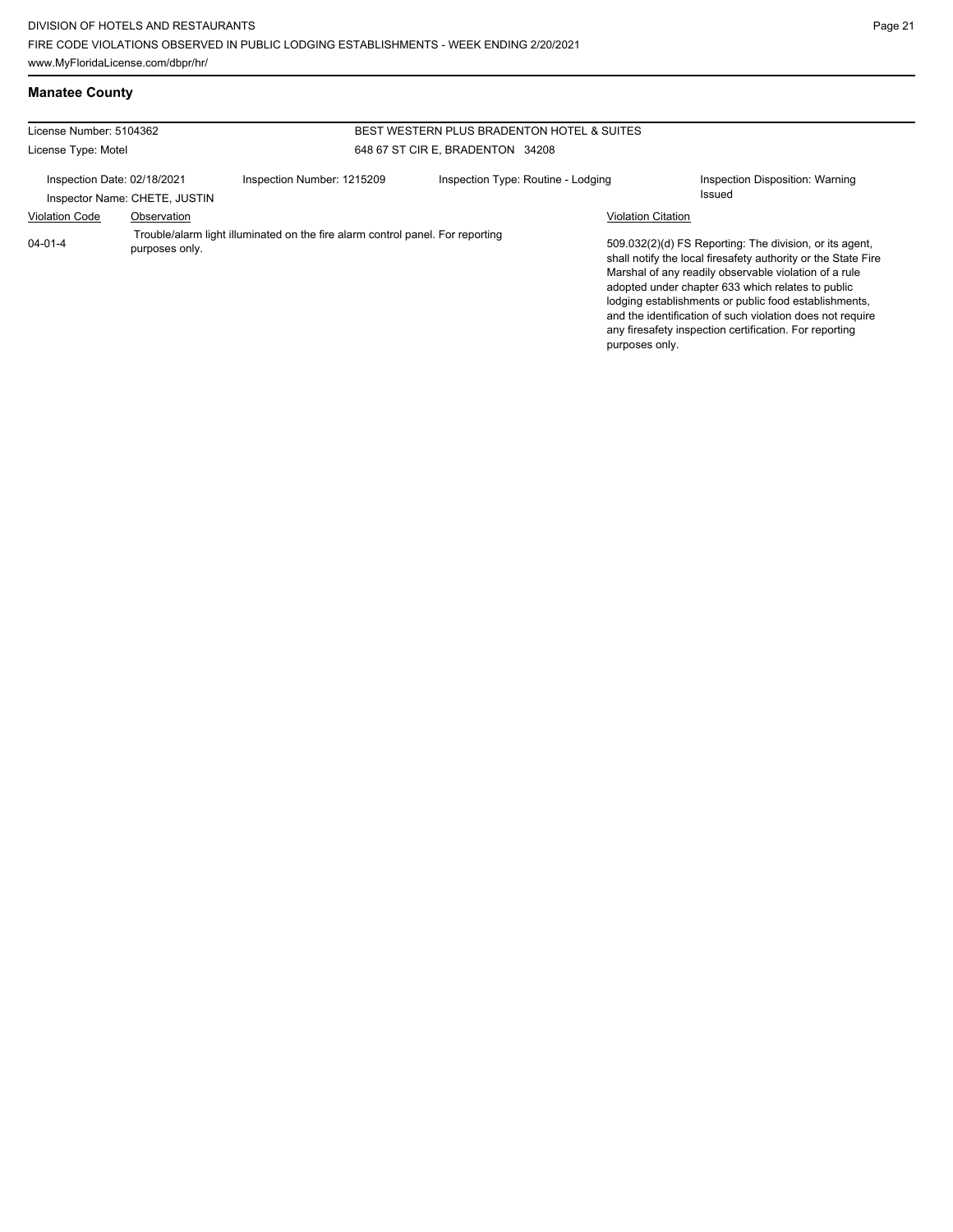## Manatee County

License Number: 5104362

License Type: Motel

BEST WESTERN PLUS BRADENTON HOTEL & SUITES

648 67 ST CIR E, BRADENTON 34208

Inspection Date: 02/18/2021

Inspection Number: 1215209

Inspection Type: Routine - Lodging

Inspection Disposition: Warning Issued

Inspector Name: CHETE, JUSTIN

| Violation Code | Observation | Violation Citation |
| --- | --- | --- |
| 04-01-4 | Trouble/alarm light illuminated on the fire alarm control panel. For reporting purposes only. | 509.032(2)(d) FS Reporting: The division, or its agent, shall notify the local firesafety authority or the State Fire Marshal of any readily observable violation of a rule adopted under chapter 633 which relates to public lodging establishments or public food establishments, and the identification of such violation does not require any firesafety inspection certification. For reporting purposes only. |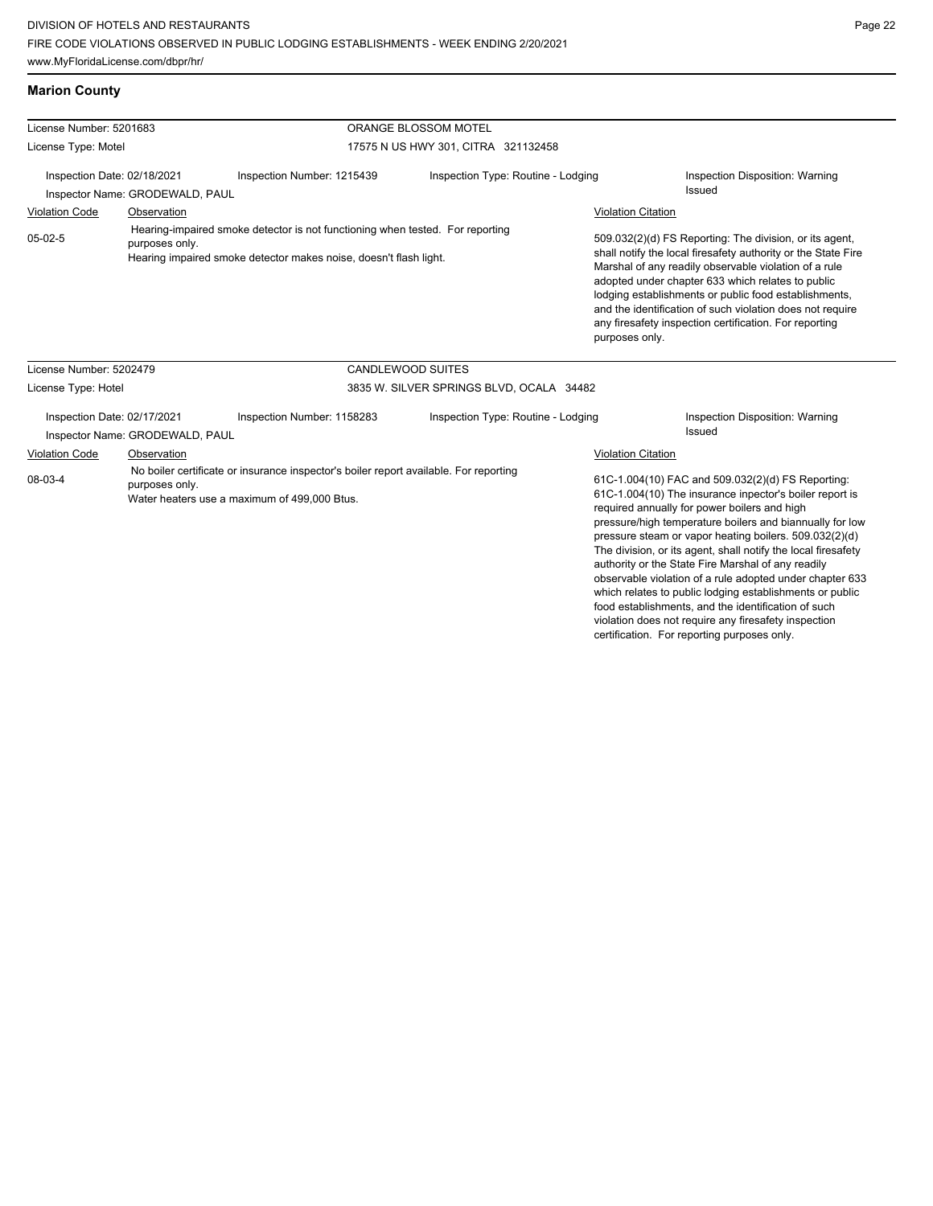## Marion County

| License Number: 5201683 | | ORANGE BLOSSOM MOTEL | |
|---|---|---|---|
| License Type: Motel | | 17575 N US HWY 301, CITRA 321132458 | |
| Inspection Date: 02/18/2021 | Inspection Number: 1215439 | Inspection Type: Routine - Lodging | Inspection Disposition: Warning Issued |
| Inspector Name: GRODEWALD, PAUL | | | |

| Violation Code | Observation | Violation Citation |
|---|---|---|
| 05-02-5 | Hearing-impaired smoke detector is not functioning when tested. For reporting purposes only. Hearing impaired smoke detector makes noise, doesn't flash light. | 509.032(2)(d) FS Reporting: The division, or its agent, shall notify the local firesafety authority or the State Fire Marshal of any readily observable violation of a rule adopted under chapter 633 which relates to public lodging establishments or public food establishments, and the identification of such violation does not require any firesafety inspection certification. For reporting purposes only. |

| License Number: 5202479 | | CANDLEWOOD SUITES | |
|---|---|---|---|
| License Type: Hotel | | 3835 W. SILVER SPRINGS BLVD, OCALA 34482 | |
| Inspection Date: 02/17/2021 | Inspection Number: 1158283 | Inspection Type: Routine - Lodging | Inspection Disposition: Warning Issued |
| Inspector Name: GRODEWALD, PAUL | | | |

| Violation Code | Observation | Violation Citation |
|---|---|---|
| 08-03-4 | No boiler certificate or insurance inspector's boiler report available. For reporting purposes only. Water heaters use a maximum of 499,000 Btus. | 61C-1.004(10) FAC and 509.032(2)(d) FS Reporting: 61C-1.004(10) The insurance inpector's boiler report is required annually for power boilers and high pressure/high temperature boilers and biannually for low pressure steam or vapor heating boilers. 509.032(2)(d) The division, or its agent, shall notify the local firesafety authority or the State Fire Marshal of any readily observable violation of a rule adopted under chapter 633 which relates to public lodging establishments or public food establishments, and the identification of such violation does not require any firesafety inspection certification. For reporting purposes only. |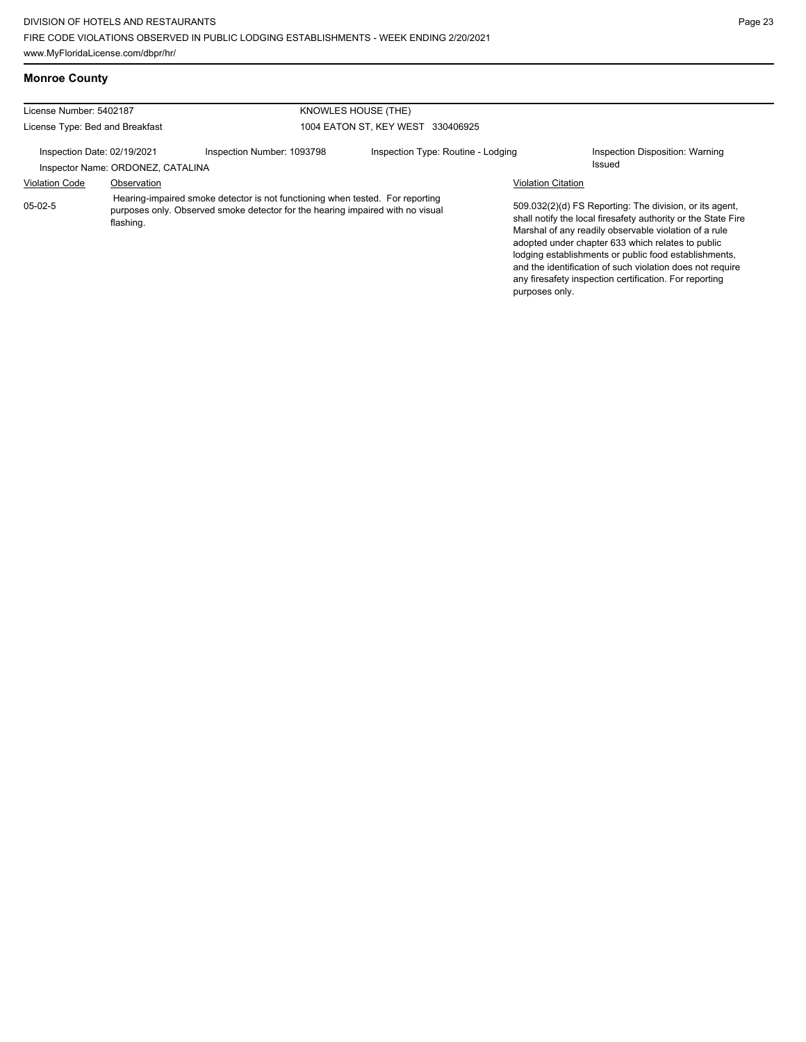## Monroe County

License Number: 5402187
License Type: Bed and Breakfast

KNOWLES HOUSE (THE)
1004 EATON ST, KEY WEST 330406925

Inspection Date: 02/19/2021
Inspection Number: 1093798
Inspection Type: Routine - Lodging
Inspection Disposition: Warning Issued
Inspector Name: ORDONEZ, CATALINA

| Violation Code | Observation | Violation Citation |
| --- | --- | --- |
| 05-02-5 | Hearing-impaired smoke detector is not functioning when tested. For reporting purposes only. Observed smoke detector for the hearing impaired with no visual flashing. | 509.032(2)(d) FS Reporting: The division, or its agent, shall notify the local firesafety authority or the State Fire Marshal of any readily observable violation of a rule adopted under chapter 633 which relates to public lodging establishments or public food establishments, and the identification of such violation does not require any firesafety inspection certification. For reporting purposes only. |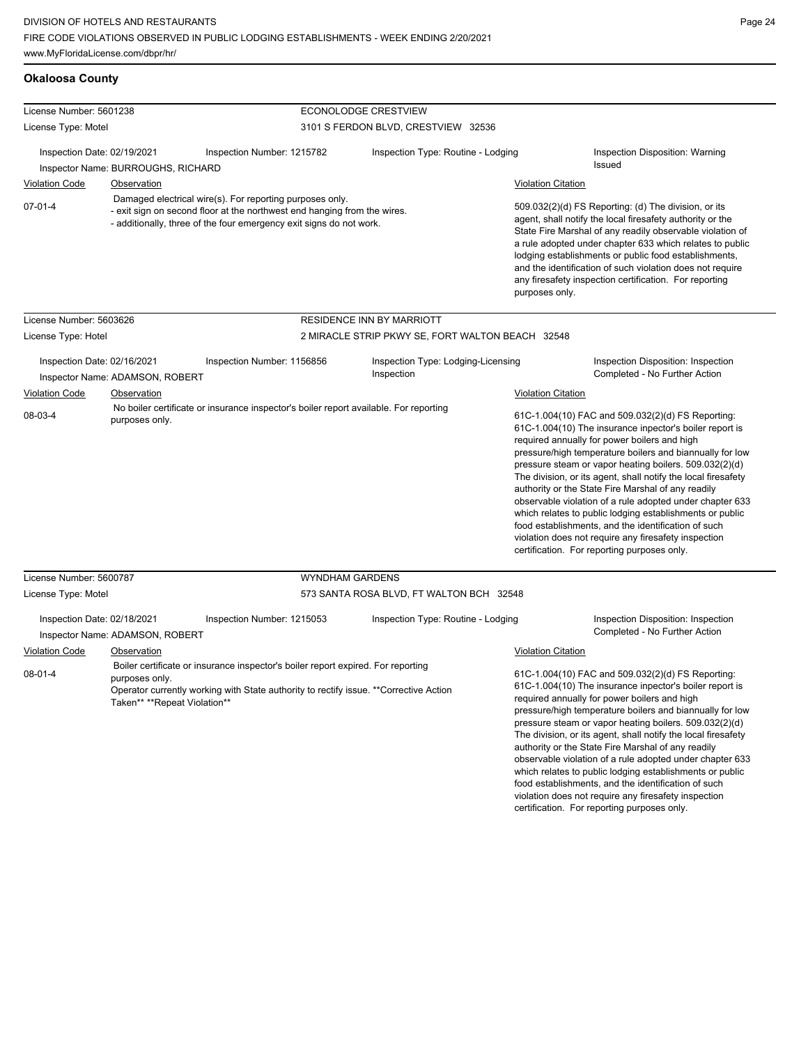DIVISION OF HOTELS AND RESTAURANTS
FIRE CODE VIOLATIONS OBSERVED IN PUBLIC LODGING ESTABLISHMENTS - WEEK ENDING 2/20/2021
www.MyFloridaLicense.com/dbpr/hr/

## Okaloosa County

License Number: 5601238
License Type: Motel

**ECONOLODGE CRESTVIEW**
3101 S FERDON BLVD, CRESTVIEW 32536

Inspection Date: 02/19/2021
Inspection Number: 1215782
Inspection Type: Routine - Lodging
Inspection Disposition: Warning Issued
Inspector Name: BURROUGHS, RICHARD

| Violation Code | Observation | Violation Citation |
| --- | --- | --- |
| 07-01-4 | Damaged electrical wire(s). For reporting purposes only. - exit sign on second floor at the northwest end hanging from the wires. - additionally, three of the four emergency exit signs do not work. | 509.032(2)(d) FS Reporting: (d) The division, or its agent, shall notify the local firesafety authority or the State Fire Marshal of any readily observable violation of a rule adopted under chapter 633 which relates to public lodging establishments or public food establishments, and the identification of such violation does not require any firesafety inspection certification. For reporting purposes only. |

License Number: 5603626
License Type: Hotel

**RESIDENCE INN BY MARRIOTT**
2 MIRACLE STRIP PKWY SE, FORT WALTON BEACH 32548

Inspection Date: 02/16/2021
Inspection Number: 1156856
Inspection Type: Lodging-Licensing Inspection
Inspection Disposition: Inspection Completed - No Further Action
Inspector Name: ADAMSON, ROBERT

| Violation Code | Observation | Violation Citation |
| --- | --- | --- |
| 08-03-4 | No boiler certificate or insurance inspector's boiler report available. For reporting purposes only. | 61C-1.004(10) FAC and 509.032(2)(d) FS Reporting: 61C-1.004(10) The insurance inpector's boiler report is required annually for power boilers and high pressure/high temperature boilers and biannually for low pressure steam or vapor heating boilers. 509.032(2)(d) The division, or its agent, shall notify the local firesafety authority or the State Fire Marshal of any readily observable violation of a rule adopted under chapter 633 which relates to public lodging establishments or public food establishments, and the identification of such violation does not require any firesafety inspection certification. For reporting purposes only. |

License Number: 5600787
License Type: Motel

**WYNDHAM GARDENS**
573 SANTA ROSA BLVD, FT WALTON BCH 32548

Inspection Date: 02/18/2021
Inspection Number: 1215053
Inspection Type: Routine - Lodging
Inspection Disposition: Inspection Completed - No Further Action
Inspector Name: ADAMSON, ROBERT

| Violation Code | Observation | Violation Citation |
| --- | --- | --- |
| 08-01-4 | Boiler certificate or insurance inspector's boiler report expired. For reporting purposes only. Operator currently working with State authority to rectify issue. **Corrective Action Taken** **Repeat Violation** | 61C-1.004(10) FAC and 509.032(2)(d) FS Reporting: 61C-1.004(10) The insurance inpector's boiler report is required annually for power boilers and high pressure/high temperature boilers and biannually for low pressure steam or vapor heating boilers. 509.032(2)(d) The division, or its agent, shall notify the local firesafety authority or the State Fire Marshal of any readily observable violation of a rule adopted under chapter 633 which relates to public lodging establishments or public food establishments, and the identification of such violation does not require any firesafety inspection certification. For reporting purposes only. |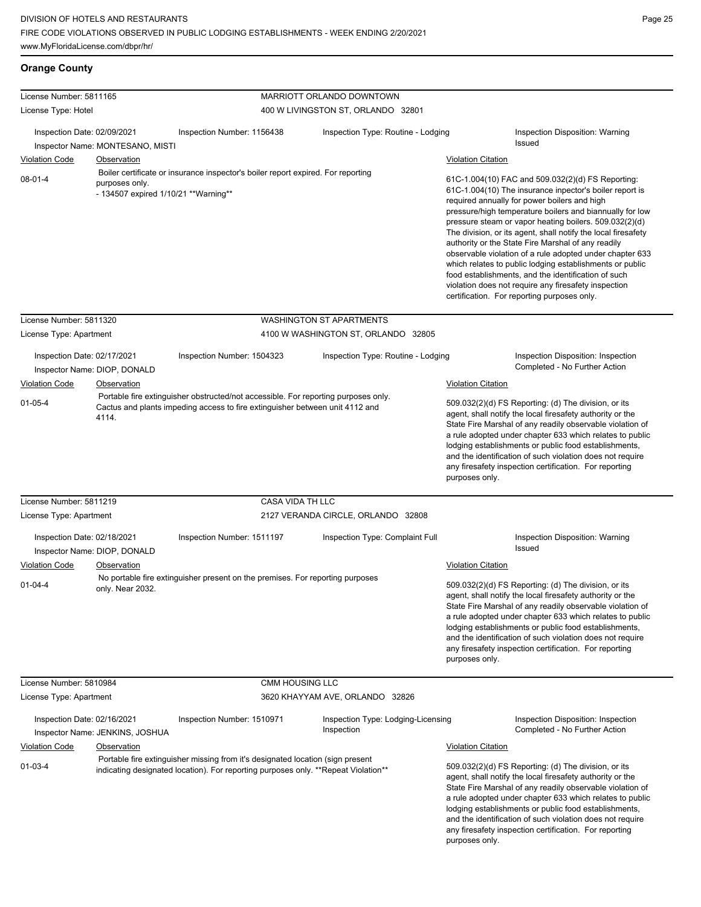## Orange County

**License Number:** 5811165
**License Type:** Hotel
**MARRIOTT ORLANDO DOWNTOWN**
400 W LIVINGSTON ST, ORLANDO 32801

Inspection Date: 02/09/2021 | Inspection Number: 1156438 | Inspection Type: Routine - Lodging | Inspection Disposition: Warning Issued
Inspector Name: MONTESANO, MISTI

| Violation Code | Observation | Violation Citation |
|---|---|---|
| 08-01-4 | Boiler certificate or insurance inspector's boiler report expired. For reporting purposes only. - 134507 expired 1/10/21 **Warning** | 61C-1.004(10) FAC and 509.032(2)(d) FS Reporting: 61C-1.004(10) The insurance inpector's boiler report is required annually for power boilers and high pressure/high temperature boilers and biannually for low pressure steam or vapor heating boilers. 509.032(2)(d) The division, or its agent, shall notify the local firesafety authority or the State Fire Marshal of any readily observable violation of a rule adopted under chapter 633 which relates to public lodging establishments or public food establishments, and the identification of such violation does not require any firesafety inspection certification. For reporting purposes only. |

**License Number:** 5811320
**License Type:** Apartment
**WASHINGTON ST APARTMENTS**
4100 W WASHINGTON ST, ORLANDO 32805

Inspection Date: 02/17/2021 | Inspection Number: 1504323 | Inspection Type: Routine - Lodging | Inspection Disposition: Inspection Completed - No Further Action
Inspector Name: DIOP, DONALD

| Violation Code | Observation | Violation Citation |
|---|---|---|
| 01-05-4 | Portable fire extinguisher obstructed/not accessible. For reporting purposes only. Cactus and plants impeding access to fire extinguisher between unit 4112 and 4114. | 509.032(2)(d) FS Reporting: (d) The division, or its agent, shall notify the local firesafety authority or the State Fire Marshal of any readily observable violation of a rule adopted under chapter 633 which relates to public lodging establishments or public food establishments, and the identification of such violation does not require any firesafety inspection certification. For reporting purposes only. |

**License Number:** 5811219
**License Type:** Apartment
**CASA VIDA TH LLC**
2127 VERANDA CIRCLE, ORLANDO 32808

Inspection Date: 02/18/2021 | Inspection Number: 1511197 | Inspection Type: Complaint Full | Inspection Disposition: Warning Issued
Inspector Name: DIOP, DONALD

| Violation Code | Observation | Violation Citation |
|---|---|---|
| 01-04-4 | No portable fire extinguisher present on the premises. For reporting purposes only. Near 2032. | 509.032(2)(d) FS Reporting: (d) The division, or its agent, shall notify the local firesafety authority or the State Fire Marshal of any readily observable violation of a rule adopted under chapter 633 which relates to public lodging establishments or public food establishments, and the identification of such violation does not require any firesafety inspection certification. For reporting purposes only. |

**License Number:** 5810984
**License Type:** Apartment
**CMM HOUSING LLC**
3620 KHAYYAM AVE, ORLANDO 32826

Inspection Date: 02/16/2021 | Inspection Number: 1510971 | Inspection Type: Lodging-Licensing Inspection | Inspection Disposition: Inspection Completed - No Further Action
Inspector Name: JENKINS, JOSHUA

| Violation Code | Observation | Violation Citation |
|---|---|---|
| 01-03-4 | Portable fire extinguisher missing from it's designated location (sign present indicating designated location). For reporting purposes only. **Repeat Violation** | 509.032(2)(d) FS Reporting: (d) The division, or its agent, shall notify the local firesafety authority or the State Fire Marshal of any readily observable violation of a rule adopted under chapter 633 which relates to public lodging establishments or public food establishments, and the identification of such violation does not require any firesafety inspection certification. For reporting purposes only. |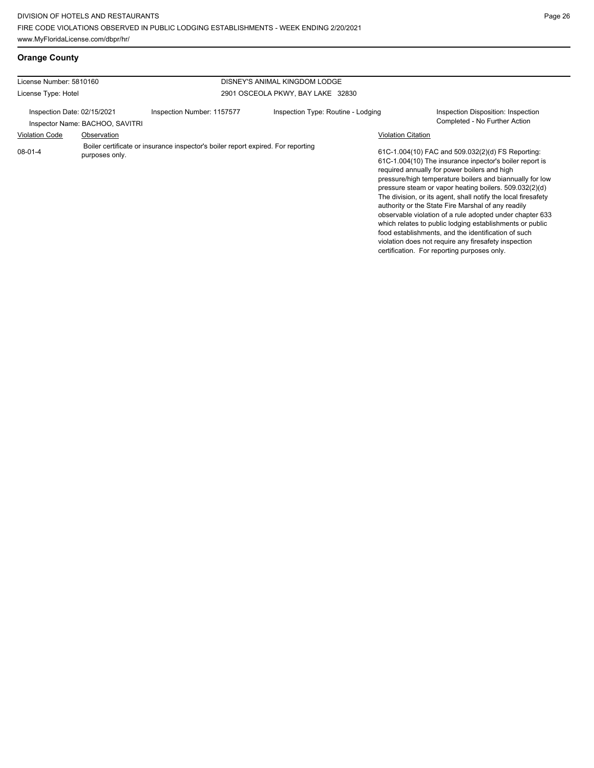## Orange County

| License Number: 5810160 | | DISNEY'S ANIMAL KINGDOM LODGE | |
|---|---|---|---|
| License Type: Hotel | | 2901 OSCEOLA PKWY, BAY LAKE 32830 | |
| Inspection Date: 02/15/2021<br>Inspector Name: BACHOO, SAVITRI | Inspection Number: 1157577 | Inspection Type: Routine - Lodging | Inspection Disposition: Inspection Completed - No Further Action |

| Violation Code | Observation | Violation Citation |
|---|---|---|
| 08-01-4 | Boiler certificate or insurance inspector's boiler report expired. For reporting purposes only. | 61C-1.004(10) FAC and 509.032(2)(d) FS Reporting: 61C-1.004(10) The insurance inpector's boiler report is required annually for power boilers and high pressure/high temperature boilers and biannually for low pressure steam or vapor heating boilers. 509.032(2)(d) The division, or its agent, shall notify the local firesafety authority or the State Fire Marshal of any readily observable violation of a rule adopted under chapter 633 which relates to public lodging establishments or public food establishments, and the identification of such violation does not require any firesafety inspection certification. For reporting purposes only. |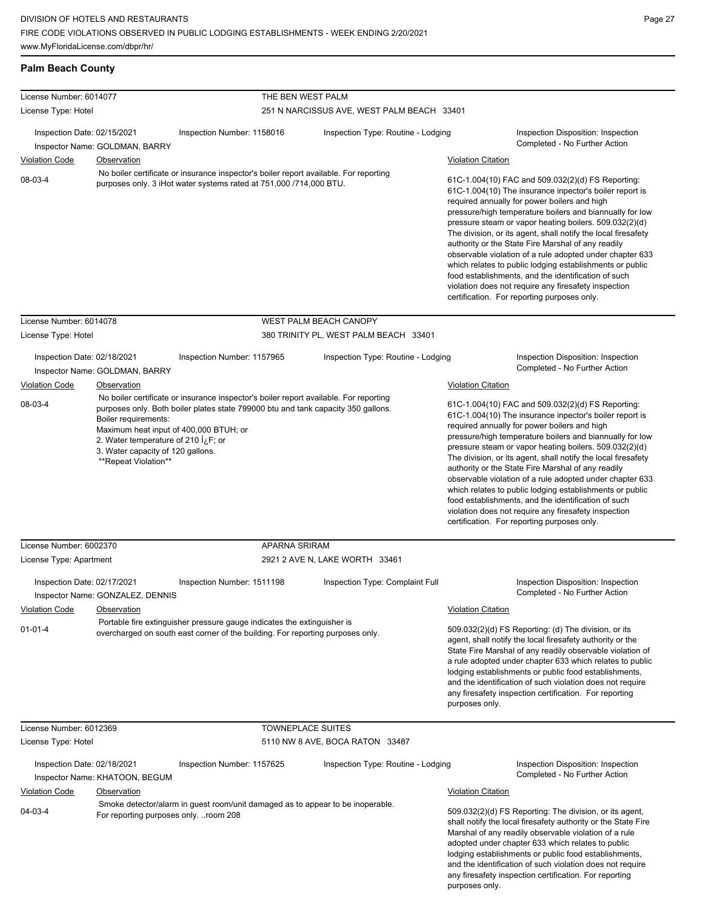## Palm Beach County

**License Number:** 6014077 — **THE BEN WEST PALM**
**License Type:** Hotel — 251 N NARCISSUS AVE, WEST PALM BEACH 33401

Inspection Date: 02/15/2021 | Inspection Number: 1158016 | Inspection Type: Routine - Lodging | Inspection Disposition: Inspection Completed - No Further Action
Inspector Name: GOLDMAN, BARRY

| Violation Code | Observation | Violation Citation |
|---|---|---|
| 08-03-4 | No boiler certificate or insurance inspector's boiler report available. For reporting purposes only. 3 iHot water systems rated at 751,000 /714,000 BTU. | 61C-1.004(10) FAC and 509.032(2)(d) FS Reporting: 61C-1.004(10) The insurance inpector's boiler report is required annually for power boilers and high pressure/high temperature boilers and biannually for low pressure steam or vapor heating boilers. 509.032(2)(d) The division, or its agent, shall notify the local firesafety authority or the State Fire Marshal of any readily observable violation of a rule adopted under chapter 633 which relates to public lodging establishments or public food establishments, and the identification of such violation does not require any firesafety inspection certification. For reporting purposes only. |

**License Number:** 6014078 — **WEST PALM BEACH CANOPY**
**License Type:** Hotel — 380 TRINITY PL, WEST PALM BEACH 33401

Inspection Date: 02/18/2021 | Inspection Number: 1157965 | Inspection Type: Routine - Lodging | Inspection Disposition: Inspection Completed - No Further Action
Inspector Name: GOLDMAN, BARRY

| Violation Code | Observation | Violation Citation |
|---|---|---|
| 08-03-4 | No boiler certificate or insurance inspector's boiler report available. For reporting purposes only. Both boiler plates state 799000 btu and tank capacity 350 gallons. Boiler requirements: Maximum heat input of 400,000 BTUH; or 2. Water temperature of 210 Ì¿F; or 3. Water capacity of 120 gallons. **Repeat Violation** | 61C-1.004(10) FAC and 509.032(2)(d) FS Reporting: 61C-1.004(10) The insurance inpector's boiler report is required annually for power boilers and high pressure/high temperature boilers and biannually for low pressure steam or vapor heating boilers. 509.032(2)(d) The division, or its agent, shall notify the local firesafety authority or the State Fire Marshal of any readily observable violation of a rule adopted under chapter 633 which relates to public lodging establishments or public food establishments, and the identification of such violation does not require any firesafety inspection certification. For reporting purposes only. |

**License Number:** 6002370 — **APARNA SRIRAM**
**License Type:** Apartment — 2921 2 AVE N, LAKE WORTH 33461

Inspection Date: 02/17/2021 | Inspection Number: 1511198 | Inspection Type: Complaint Full | Inspection Disposition: Inspection Completed - No Further Action
Inspector Name: GONZALEZ, DENNIS

| Violation Code | Observation | Violation Citation |
|---|---|---|
| 01-01-4 | Portable fire extinguisher pressure gauge indicates the extinguisher is overcharged on south east corner of the building. For reporting purposes only. | 509.032(2)(d) FS Reporting: (d) The division, or its agent, shall notify the local firesafety authority or the State Fire Marshal of any readily observable violation of a rule adopted under chapter 633 which relates to public lodging establishments or public food establishments, and the identification of such violation does not require any firesafety inspection certification. For reporting purposes only. |

**License Number:** 6012369 — **TOWNEPLACE SUITES**
**License Type:** Hotel — 5110 NW 8 AVE, BOCA RATON 33487

Inspection Date: 02/18/2021 | Inspection Number: 1157625 | Inspection Type: Routine - Lodging | Inspection Disposition: Inspection Completed - No Further Action
Inspector Name: KHATOON, BEGUM

| Violation Code | Observation | Violation Citation |
|---|---|---|
| 04-03-4 | Smoke detector/alarm in guest room/unit damaged as to appear to be inoperable. For reporting purposes only. ..room 208 | 509.032(2)(d) FS Reporting: The division, or its agent, shall notify the local firesafety authority or the State Fire Marshal of any readily observable violation of a rule adopted under chapter 633 which relates to public lodging establishments or public food establishments, and the identification of such violation does not require any firesafety inspection certification. For reporting purposes only. |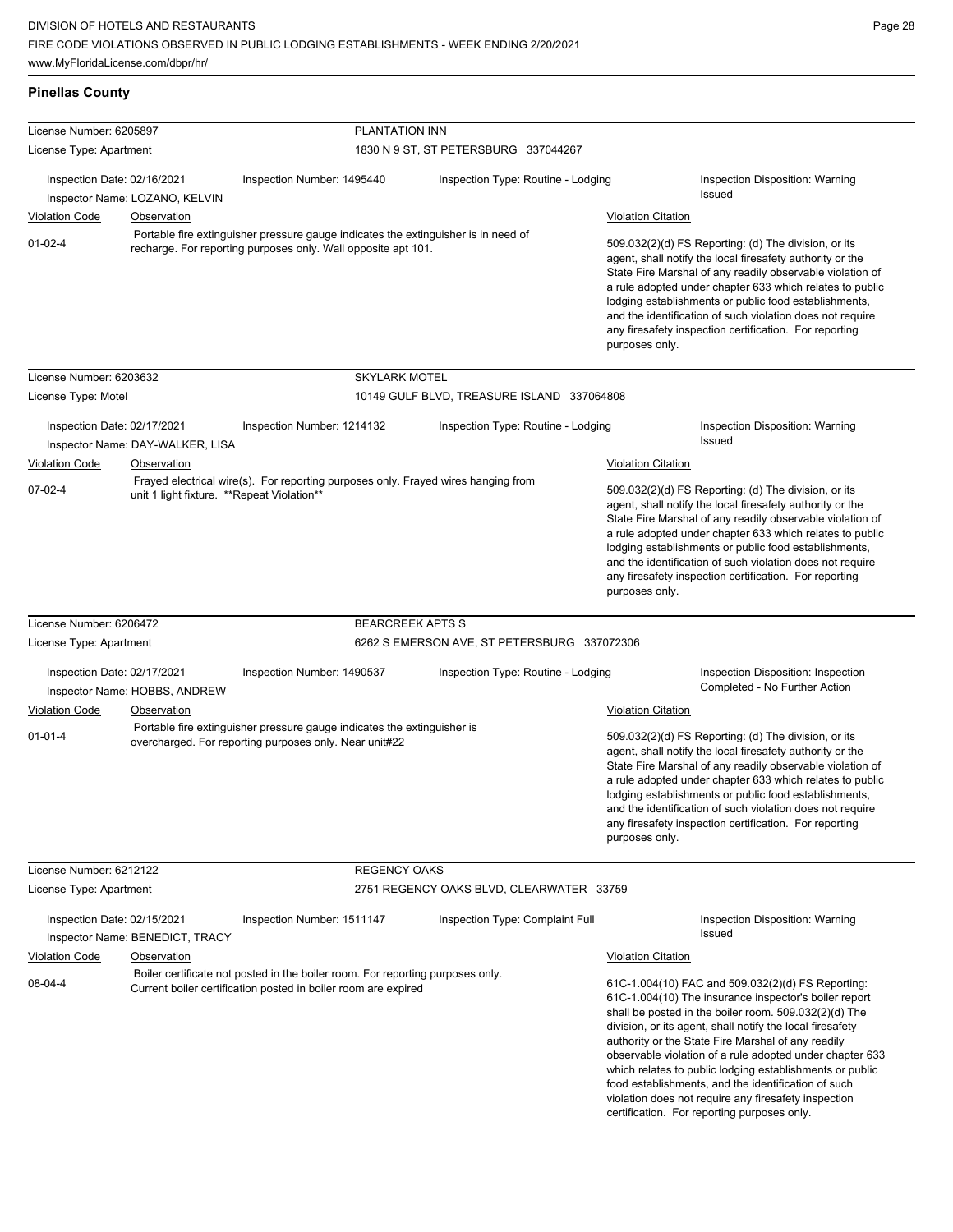## Pinellas County

| License Number: 6205897 | | PLANTATION INN | |
|---|---|---|---|
| License Type: Apartment | | 1830 N 9 ST, ST PETERSBURG 337044267 | |
| Inspection Date: 02/16/2021<br>Inspector Name: LOZANO, KELVIN | Inspection Number: 1495440 | Inspection Type: Routine - Lodging | Inspection Disposition: Warning Issued |

| Violation Code | Observation | Violation Citation |
|---|---|---|
| 01-02-4 | Portable fire extinguisher pressure gauge indicates the extinguisher is in need of recharge. For reporting purposes only. Wall opposite apt 101. | 509.032(2)(d) FS Reporting: (d) The division, or its agent, shall notify the local firesafety authority or the State Fire Marshal of any readily observable violation of a rule adopted under chapter 633 which relates to public lodging establishments or public food establishments, and the identification of such violation does not require any firesafety inspection certification. For reporting purposes only. |

| License Number: 6203632 | | SKYLARK MOTEL | |
|---|---|---|---|
| License Type: Motel | | 10149 GULF BLVD, TREASURE ISLAND 337064808 | |
| Inspection Date: 02/17/2021<br>Inspector Name: DAY-WALKER, LISA | Inspection Number: 1214132 | Inspection Type: Routine - Lodging | Inspection Disposition: Warning Issued |

| Violation Code | Observation | Violation Citation |
|---|---|---|
| 07-02-4 | Frayed electrical wire(s). For reporting purposes only. Frayed wires hanging from unit 1 light fixture. **Repeat Violation** | 509.032(2)(d) FS Reporting: (d) The division, or its agent, shall notify the local firesafety authority or the State Fire Marshal of any readily observable violation of a rule adopted under chapter 633 which relates to public lodging establishments or public food establishments, and the identification of such violation does not require any firesafety inspection certification. For reporting purposes only. |

| License Number: 6206472 | | BEARCREEK APTS S | |
|---|---|---|---|
| License Type: Apartment | | 6262 S EMERSON AVE, ST PETERSBURG 337072306 | |
| Inspection Date: 02/17/2021<br>Inspector Name: HOBBS, ANDREW | Inspection Number: 1490537 | Inspection Type: Routine - Lodging | Inspection Disposition: Inspection Completed - No Further Action |

| Violation Code | Observation | Violation Citation |
|---|---|---|
| 01-01-4 | Portable fire extinguisher pressure gauge indicates the extinguisher is overcharged. For reporting purposes only. Near unit#22 | 509.032(2)(d) FS Reporting: (d) The division, or its agent, shall notify the local firesafety authority or the State Fire Marshal of any readily observable violation of a rule adopted under chapter 633 which relates to public lodging establishments or public food establishments, and the identification of such violation does not require any firesafety inspection certification. For reporting purposes only. |

| License Number: 6212122 | | REGENCY OAKS | |
|---|---|---|---|
| License Type: Apartment | | 2751 REGENCY OAKS BLVD, CLEARWATER 33759 | |
| Inspection Date: 02/15/2021<br>Inspector Name: BENEDICT, TRACY | Inspection Number: 1511147 | Inspection Type: Complaint Full | Inspection Disposition: Warning Issued |

| Violation Code | Observation | Violation Citation |
|---|---|---|
| 08-04-4 | Boiler certificate not posted in the boiler room. For reporting purposes only. Current boiler certification posted in boiler room are expired | 61C-1.004(10) FAC and 509.032(2)(d) FS Reporting: 61C-1.004(10) The insurance inspector's boiler report shall be posted in the boiler room. 509.032(2)(d) The division, or its agent, shall notify the local firesafety authority or the State Fire Marshal of any readily observable violation of a rule adopted under chapter 633 which relates to public lodging establishments or public food establishments, and the identification of such violation does not require any firesafety inspection certification. For reporting purposes only. |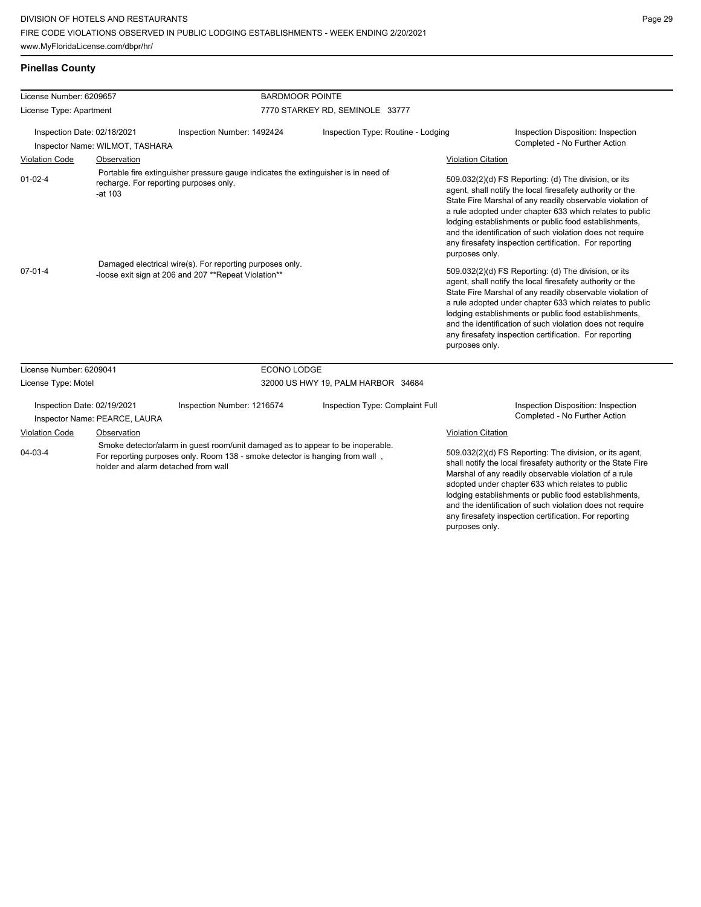## Pinellas County

| License Number: 6209657 | | BARDMOOR POINTE | |
|---|---|---|---|
| License Type: Apartment | | 7770 STARKEY RD, SEMINOLE 33777 | |
| Inspection Date: 02/18/2021 | Inspection Number: 1492424 | Inspection Type: Routine - Lodging | Inspection Disposition: Inspection Completed - No Further Action |
| Inspector Name: WILMOT, TASHARA | | | |

| Violation Code | Observation | Violation Citation |
|---|---|---|
| 01-02-4 | Portable fire extinguisher pressure gauge indicates the extinguisher is in need of recharge. For reporting purposes only. -at 103 | 509.032(2)(d) FS Reporting: (d) The division, or its agent, shall notify the local firesafety authority or the State Fire Marshal of any readily observable violation of a rule adopted under chapter 633 which relates to public lodging establishments or public food establishments, and the identification of such violation does not require any firesafety inspection certification. For reporting purposes only. |
| 07-01-4 | Damaged electrical wire(s). For reporting purposes only. -loose exit sign at 206 and 207 **Repeat Violation** | 509.032(2)(d) FS Reporting: (d) The division, or its agent, shall notify the local firesafety authority or the State Fire Marshal of any readily observable violation of a rule adopted under chapter 633 which relates to public lodging establishments or public food establishments, and the identification of such violation does not require any firesafety inspection certification. For reporting purposes only. |

| License Number: 6209041 | | ECONO LODGE | |
|---|---|---|---|
| License Type: Motel | | 32000 US HWY 19, PALM HARBOR 34684 | |
| Inspection Date: 02/19/2021 | Inspection Number: 1216574 | Inspection Type: Complaint Full | Inspection Disposition: Inspection Completed - No Further Action |
| Inspector Name: PEARCE, LAURA | | | |

| Violation Code | Observation | Violation Citation |
|---|---|---|
| 04-03-4 | Smoke detector/alarm in guest room/unit damaged as to appear to be inoperable. For reporting purposes only. Room 138 - smoke detector is hanging from wall , holder and alarm detached from wall | 509.032(2)(d) FS Reporting: The division, or its agent, shall notify the local firesafety authority or the State Fire Marshal of any readily observable violation of a rule adopted under chapter 633 which relates to public lodging establishments or public food establishments, and the identification of such violation does not require any firesafety inspection certification. For reporting purposes only. |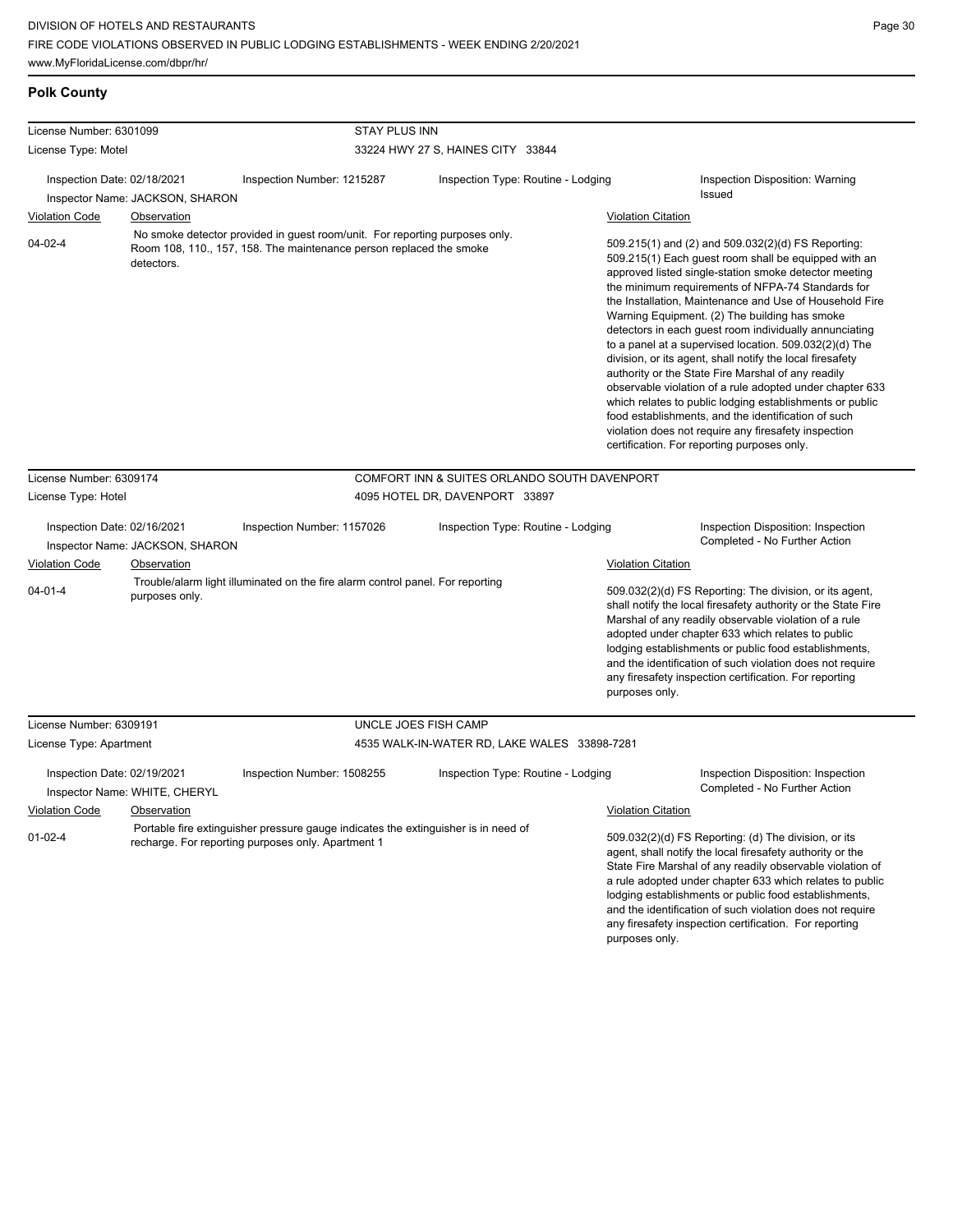## Polk County

| License Number: 6301099 | STAY PLUS INN |
|---|---|
| License Type: Motel | 33224 HWY 27 S, HAINES CITY 33844 |

Inspection Date: 02/18/2021 | Inspection Number: 1215287 | Inspection Type: Routine - Lodging | Inspection Disposition: Warning Issued

Inspector Name: JACKSON, SHARON

| Violation Code | Observation | Violation Citation |
|---|---|---|
| 04-02-4 | No smoke detector provided in guest room/unit. For reporting purposes only. Room 108, 110., 157, 158. The maintenance person replaced the smoke detectors. | 509.215(1) and (2) and 509.032(2)(d) FS Reporting: 509.215(1) Each guest room shall be equipped with an approved listed single-station smoke detector meeting the minimum requirements of NFPA-74 Standards for the Installation, Maintenance and Use of Household Fire Warning Equipment. (2) The building has smoke detectors in each guest room individually annunciating to a panel at a supervised location. 509.032(2)(d) The division, or its agent, shall notify the local firesafety authority or the State Fire Marshal of any readily observable violation of a rule adopted under chapter 633 which relates to public lodging establishments or public food establishments, and the identification of such violation does not require any firesafety inspection certification. For reporting purposes only. |

| License Number: 6309174 | COMFORT INN & SUITES ORLANDO SOUTH DAVENPORT |
|---|---|
| License Type: Hotel | 4095 HOTEL DR, DAVENPORT 33897 |

Inspection Date: 02/16/2021 | Inspection Number: 1157026 | Inspection Type: Routine - Lodging | Inspection Disposition: Inspection Completed - No Further Action

Inspector Name: JACKSON, SHARON

| Violation Code | Observation | Violation Citation |
|---|---|---|
| 04-01-4 | Trouble/alarm light illuminated on the fire alarm control panel. For reporting purposes only. | 509.032(2)(d) FS Reporting: The division, or its agent, shall notify the local firesafety authority or the State Fire Marshal of any readily observable violation of a rule adopted under chapter 633 which relates to public lodging establishments or public food establishments, and the identification of such violation does not require any firesafety inspection certification. For reporting purposes only. |

| License Number: 6309191 | UNCLE JOES FISH CAMP |
|---|---|
| License Type: Apartment | 4535 WALK-IN-WATER RD, LAKE WALES 33898-7281 |

Inspection Date: 02/19/2021 | Inspection Number: 1508255 | Inspection Type: Routine - Lodging | Inspection Disposition: Inspection Completed - No Further Action

Inspector Name: WHITE, CHERYL

| Violation Code | Observation | Violation Citation |
|---|---|---|
| 01-02-4 | Portable fire extinguisher pressure gauge indicates the extinguisher is in need of recharge. For reporting purposes only. Apartment 1 | 509.032(2)(d) FS Reporting: (d) The division, or its agent, shall notify the local firesafety authority or the State Fire Marshal of any readily observable violation of a rule adopted under chapter 633 which relates to public lodging establishments or public food establishments, and the identification of such violation does not require any firesafety inspection certification. For reporting purposes only. |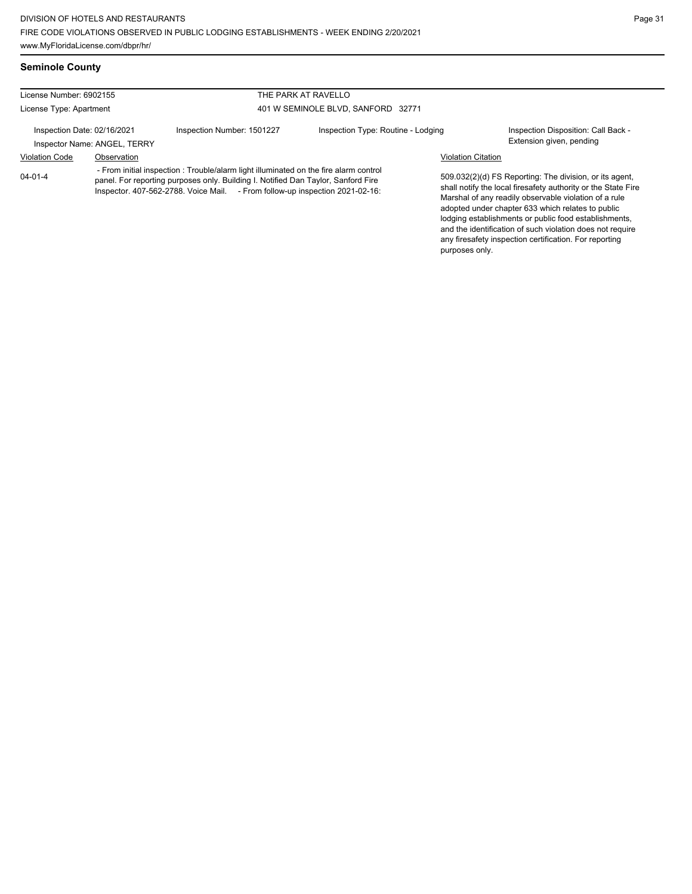## Seminole County

| License Number: 6902155 | | THE PARK AT RAVELLO | | |
|---|---|---|---|---|
| License Type: Apartment | | 401 W SEMINOLE BLVD, SANFORD 32771 | | |
| Inspection Date: 02/16/2021 | Inspection Number: 1501227 | Inspection Type: Routine - Lodging | | Inspection Disposition: Call Back - Extension given, pending |
| Inspector Name: ANGEL, TERRY | | | | |

| Violation Code | Observation | Violation Citation |
|---|---|---|
| 04-01-4 | - From initial inspection : Trouble/alarm light illuminated on the fire alarm control panel. For reporting purposes only. Building I. Notified Dan Taylor, Sanford Fire Inspector. 407-562-2788. Voice Mail. - From follow-up inspection 2021-02-16: | 509.032(2)(d) FS Reporting: The division, or its agent, shall notify the local firesafety authority or the State Fire Marshal of any readily observable violation of a rule adopted under chapter 633 which relates to public lodging establishments or public food establishments, and the identification of such violation does not require any firesafety inspection certification. For reporting purposes only. |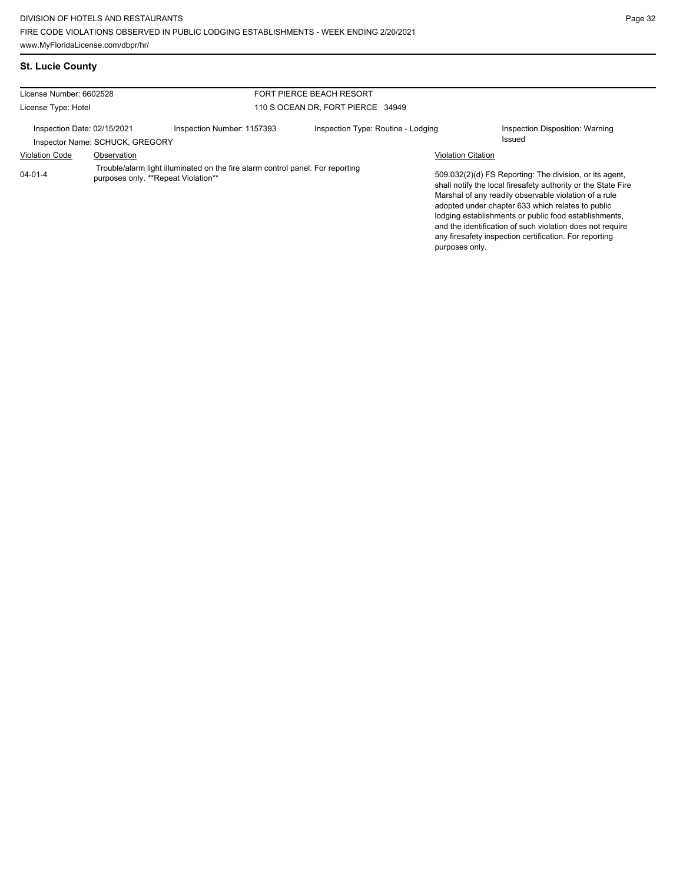## St. Lucie County

License Number: 6602528

License Type: Hotel

FORT PIERCE BEACH RESORT

110 S OCEAN DR, FORT PIERCE 34949

Inspection Date: 02/15/2021

Inspection Number: 1157393

Inspection Type: Routine - Lodging

Inspection Disposition: Warning Issued

Inspector Name: SCHUCK, GREGORY

| Violation Code | Observation | Violation Citation |
|---|---|---|
| 04-01-4 | Trouble/alarm light illuminated on the fire alarm control panel. For reporting purposes only. **Repeat Violation** | 509.032(2)(d) FS Reporting: The division, or its agent, shall notify the local firesafety authority or the State Fire Marshal of any readily observable violation of a rule adopted under chapter 633 which relates to public lodging establishments or public food establishments, and the identification of such violation does not require any firesafety inspection certification. For reporting purposes only. |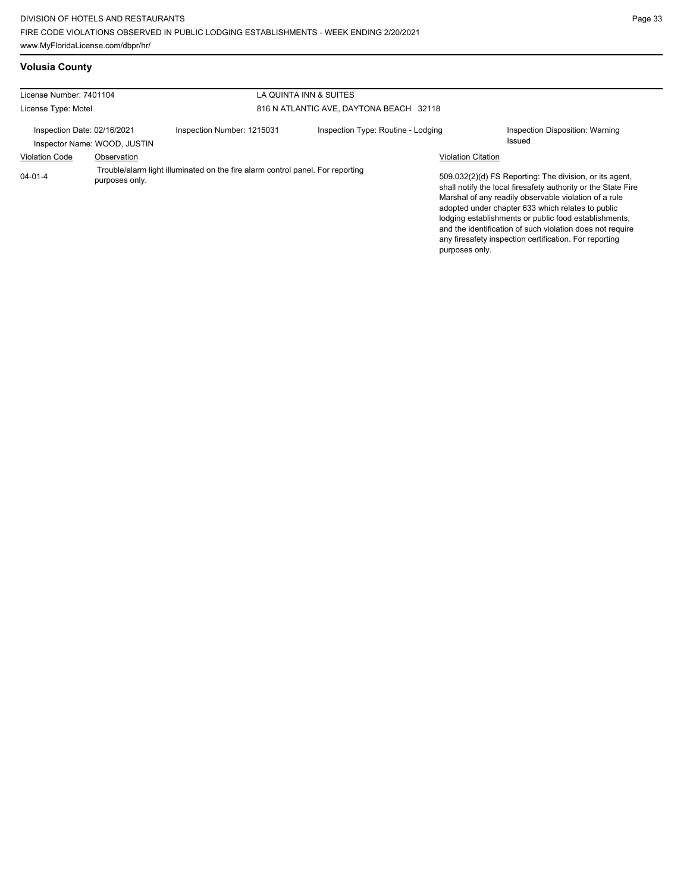## Volusia County

License Number: 7401104

License Type: Motel

LA QUINTA INN & SUITES

816 N ATLANTIC AVE, DAYTONA BEACH 32118

Inspection Date: 02/16/2021

Inspector Name: WOOD, JUSTIN

Inspection Number: 1215031

Inspection Type: Routine - Lodging

Inspection Disposition: Warning Issued

| Violation Code | Observation | Violation Citation |
| --- | --- | --- |
| 04-01-4 | Trouble/alarm light illuminated on the fire alarm control panel. For reporting purposes only. | 509.032(2)(d) FS Reporting: The division, or its agent, shall notify the local firesafety authority or the State Fire Marshal of any readily observable violation of a rule adopted under chapter 633 which relates to public lodging establishments or public food establishments, and the identification of such violation does not require any firesafety inspection certification. For reporting purposes only. |